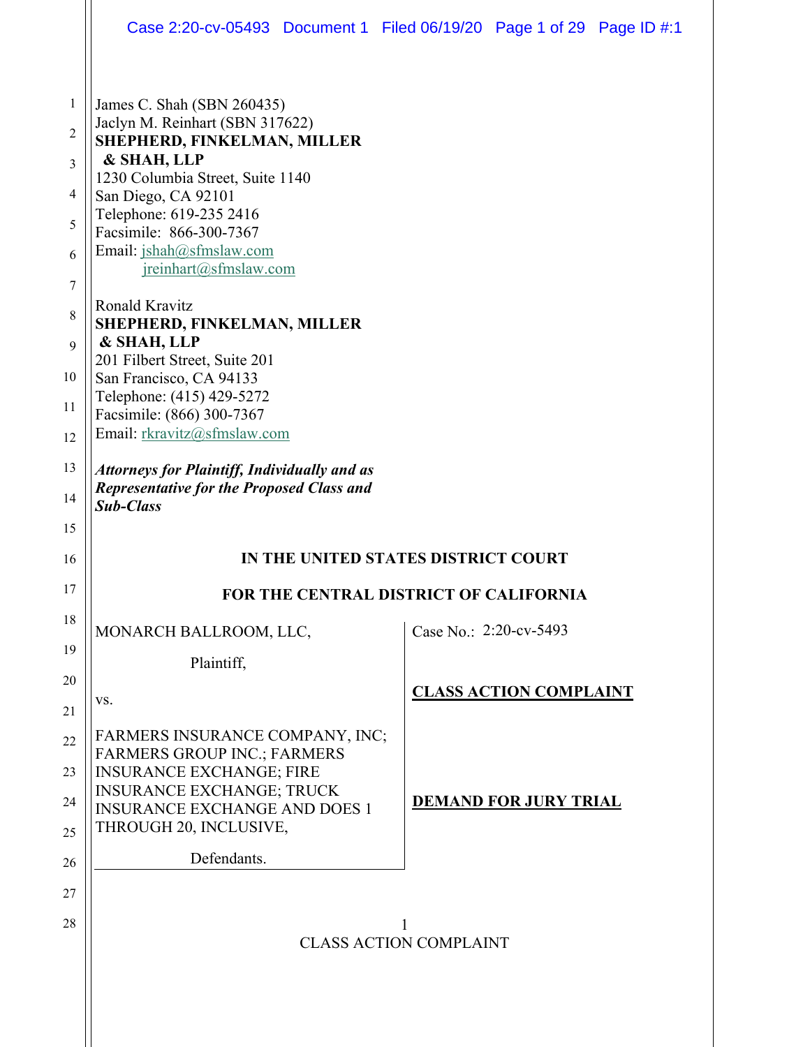James C. Shah (SBN 260435)
Jaclyn M. Reinhart (SBN 317622)
**SHEPHERD, FINKELMAN, MILLER & SHAH, LLP**
1230 Columbia Street, Suite 1140
San Diego, CA 92101
Telephone: 619-235 2416
Facsimile: 866-300-7367
Email: jshah@sfmslaw.com
jreinhart@sfmslaw.com

Ronald Kravitz
**SHEPHERD, FINKELMAN, MILLER & SHAH, LLP**
201 Filbert Street, Suite 201
San Francisco, CA 94133
Telephone: (415) 429-5272
Facsimile: (866) 300-7367
Email: rkravitz@sfmslaw.com

***Attorneys for Plaintiff, Individually and as Representative for the Proposed Class and Sub-Class***

**IN THE UNITED STATES DISTRICT COURT**

**FOR THE CENTRAL DISTRICT OF CALIFORNIA**

| | |
|---|---|
| MONARCH BALLROOM, LLC,<br><br>Plaintiff,<br><br>vs.<br><br>FARMERS INSURANCE COMPANY, INC; FARMERS GROUP INC.; FARMERS INSURANCE EXCHANGE; FIRE INSURANCE EXCHANGE; TRUCK INSURANCE EXCHANGE AND DOES 1 THROUGH 20, INCLUSIVE,<br><br>Defendants. | Case No.: 2:20-cv-5493<br><br>**CLASS ACTION COMPLAINT**<br><br>**DEMAND FOR JURY TRIAL** |

CLASS ACTION COMPLAINT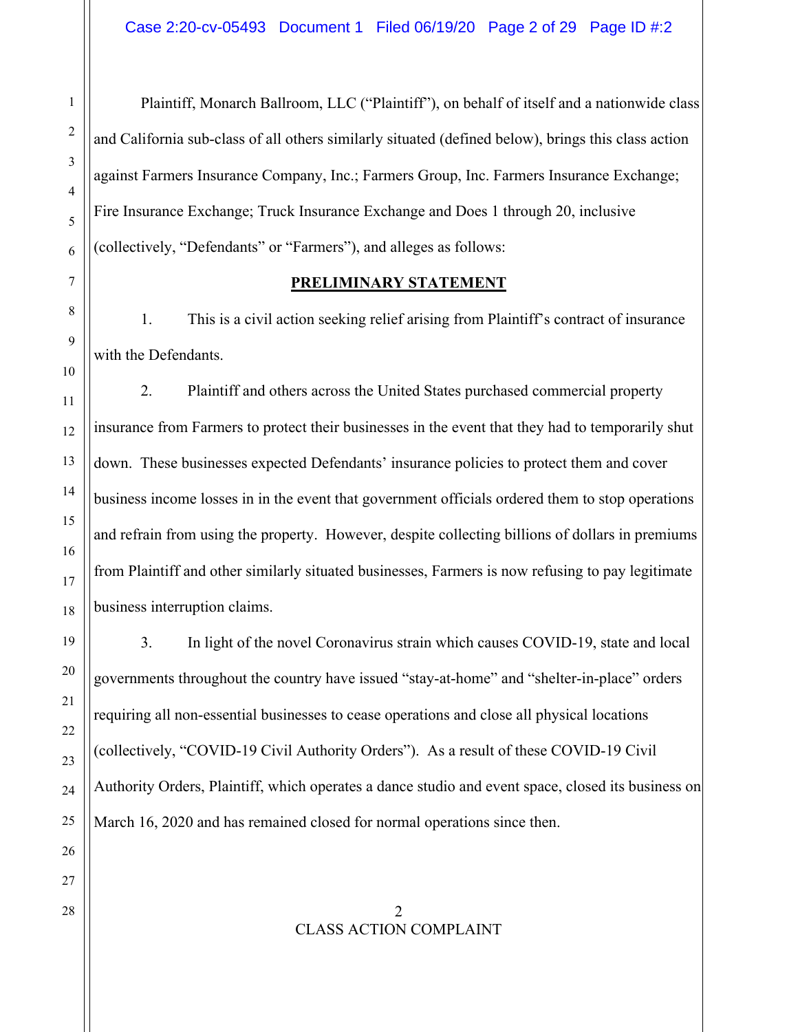Plaintiff, Monarch Ballroom, LLC ("Plaintiff"), on behalf of itself and a nationwide class and California sub-class of all others similarly situated (defined below), brings this class action against Farmers Insurance Company, Inc.; Farmers Group, Inc. Farmers Insurance Exchange; Fire Insurance Exchange; Truck Insurance Exchange and Does 1 through 20, inclusive (collectively, "Defendants" or "Farmers"), and alleges as follows:

## PRELIMINARY STATEMENT

1. This is a civil action seeking relief arising from Plaintiff's contract of insurance with the Defendants.

2. Plaintiff and others across the United States purchased commercial property insurance from Farmers to protect their businesses in the event that they had to temporarily shut down. These businesses expected Defendants' insurance policies to protect them and cover business income losses in in the event that government officials ordered them to stop operations and refrain from using the property. However, despite collecting billions of dollars in premiums from Plaintiff and other similarly situated businesses, Farmers is now refusing to pay legitimate business interruption claims.

3. In light of the novel Coronavirus strain which causes COVID-19, state and local governments throughout the country have issued "stay-at-home" and "shelter-in-place" orders requiring all non-essential businesses to cease operations and close all physical locations (collectively, "COVID-19 Civil Authority Orders"). As a result of these COVID-19 Civil Authority Orders, Plaintiff, which operates a dance studio and event space, closed its business on March 16, 2020 and has remained closed for normal operations since then.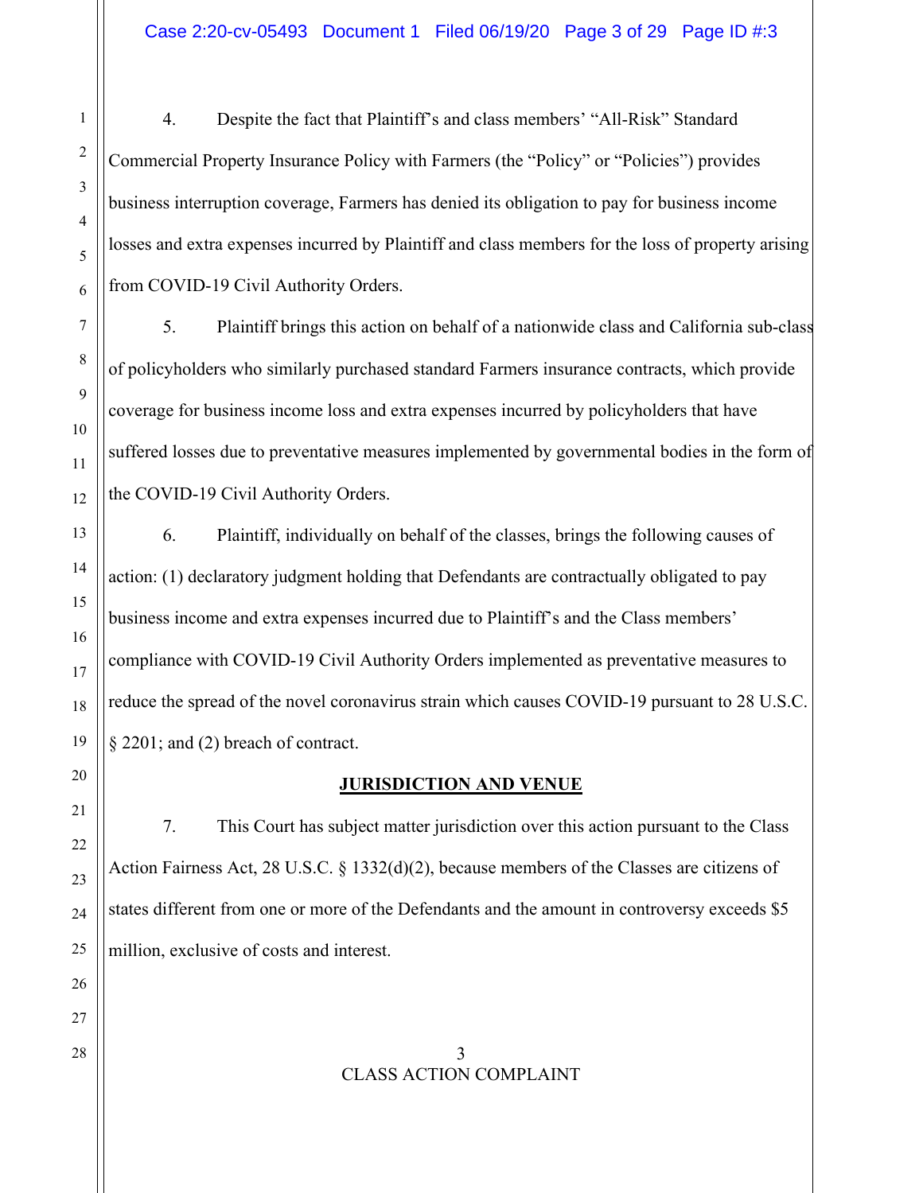4. Despite the fact that Plaintiff's and class members' "All-Risk" Standard Commercial Property Insurance Policy with Farmers (the "Policy" or "Policies") provides business interruption coverage, Farmers has denied its obligation to pay for business income losses and extra expenses incurred by Plaintiff and class members for the loss of property arising from COVID-19 Civil Authority Orders.

5. Plaintiff brings this action on behalf of a nationwide class and California sub-class of policyholders who similarly purchased standard Farmers insurance contracts, which provide coverage for business income loss and extra expenses incurred by policyholders that have suffered losses due to preventative measures implemented by governmental bodies in the form of the COVID-19 Civil Authority Orders.

6. Plaintiff, individually on behalf of the classes, brings the following causes of action: (1) declaratory judgment holding that Defendants are contractually obligated to pay business income and extra expenses incurred due to Plaintiff's and the Class members' compliance with COVID-19 Civil Authority Orders implemented as preventative measures to reduce the spread of the novel coronavirus strain which causes COVID-19 pursuant to 28 U.S.C. § 2201; and (2) breach of contract.

## JURISDICTION AND VENUE

7. This Court has subject matter jurisdiction over this action pursuant to the Class Action Fairness Act, 28 U.S.C. § 1332(d)(2), because members of the Classes are citizens of states different from one or more of the Defendants and the amount in controversy exceeds $5 million, exclusive of costs and interest.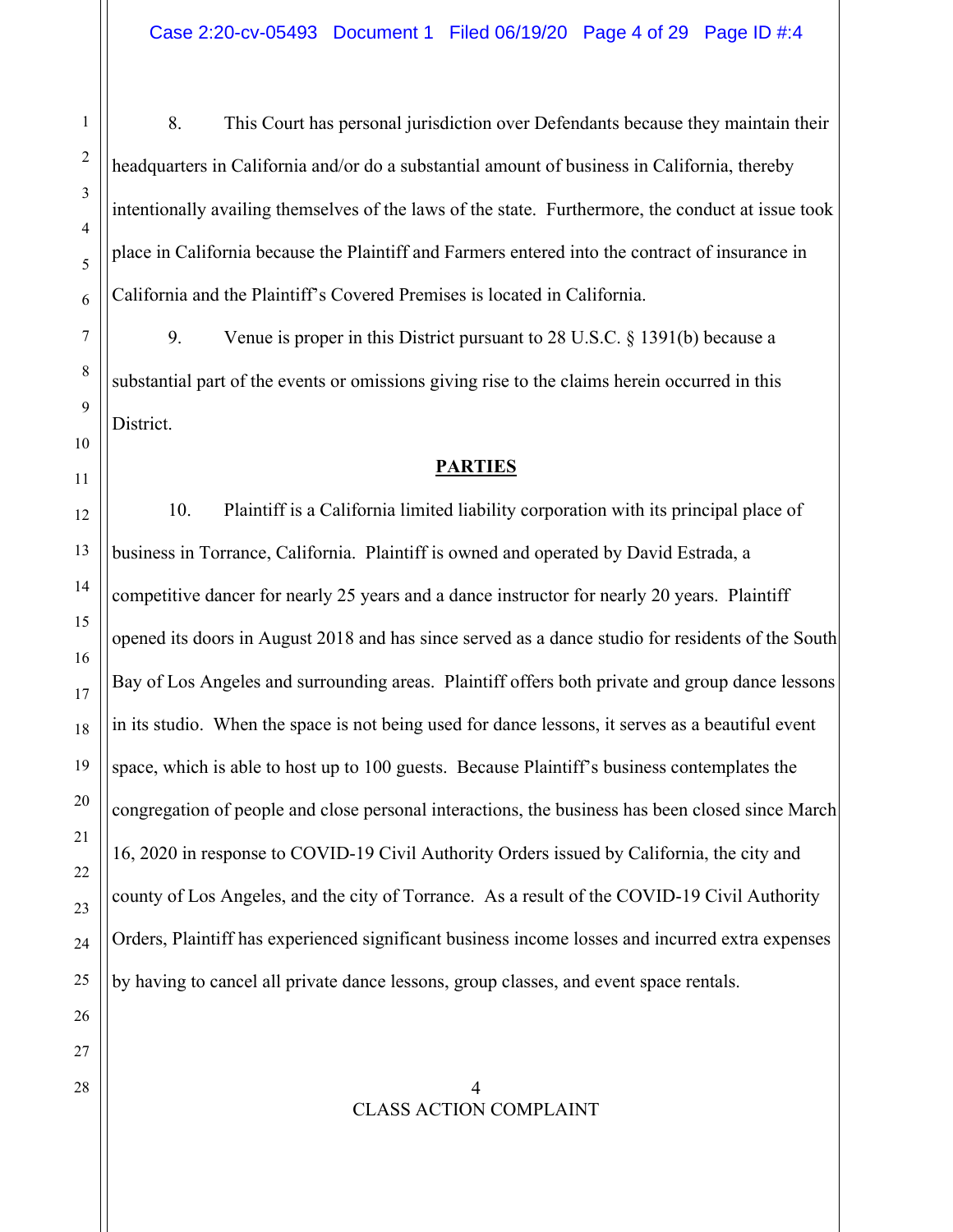8. This Court has personal jurisdiction over Defendants because they maintain their headquarters in California and/or do a substantial amount of business in California, thereby intentionally availing themselves of the laws of the state. Furthermore, the conduct at issue took place in California because the Plaintiff and Farmers entered into the contract of insurance in California and the Plaintiff's Covered Premises is located in California.

9. Venue is proper in this District pursuant to 28 U.S.C. § 1391(b) because a substantial part of the events or omissions giving rise to the claims herein occurred in this District.

## PARTIES

10. Plaintiff is a California limited liability corporation with its principal place of business in Torrance, California. Plaintiff is owned and operated by David Estrada, a competitive dancer for nearly 25 years and a dance instructor for nearly 20 years. Plaintiff opened its doors in August 2018 and has since served as a dance studio for residents of the South Bay of Los Angeles and surrounding areas. Plaintiff offers both private and group dance lessons in its studio. When the space is not being used for dance lessons, it serves as a beautiful event space, which is able to host up to 100 guests. Because Plaintiff's business contemplates the congregation of people and close personal interactions, the business has been closed since March 16, 2020 in response to COVID-19 Civil Authority Orders issued by California, the city and county of Los Angeles, and the city of Torrance. As a result of the COVID-19 Civil Authority Orders, Plaintiff has experienced significant business income losses and incurred extra expenses by having to cancel all private dance lessons, group classes, and event space rentals.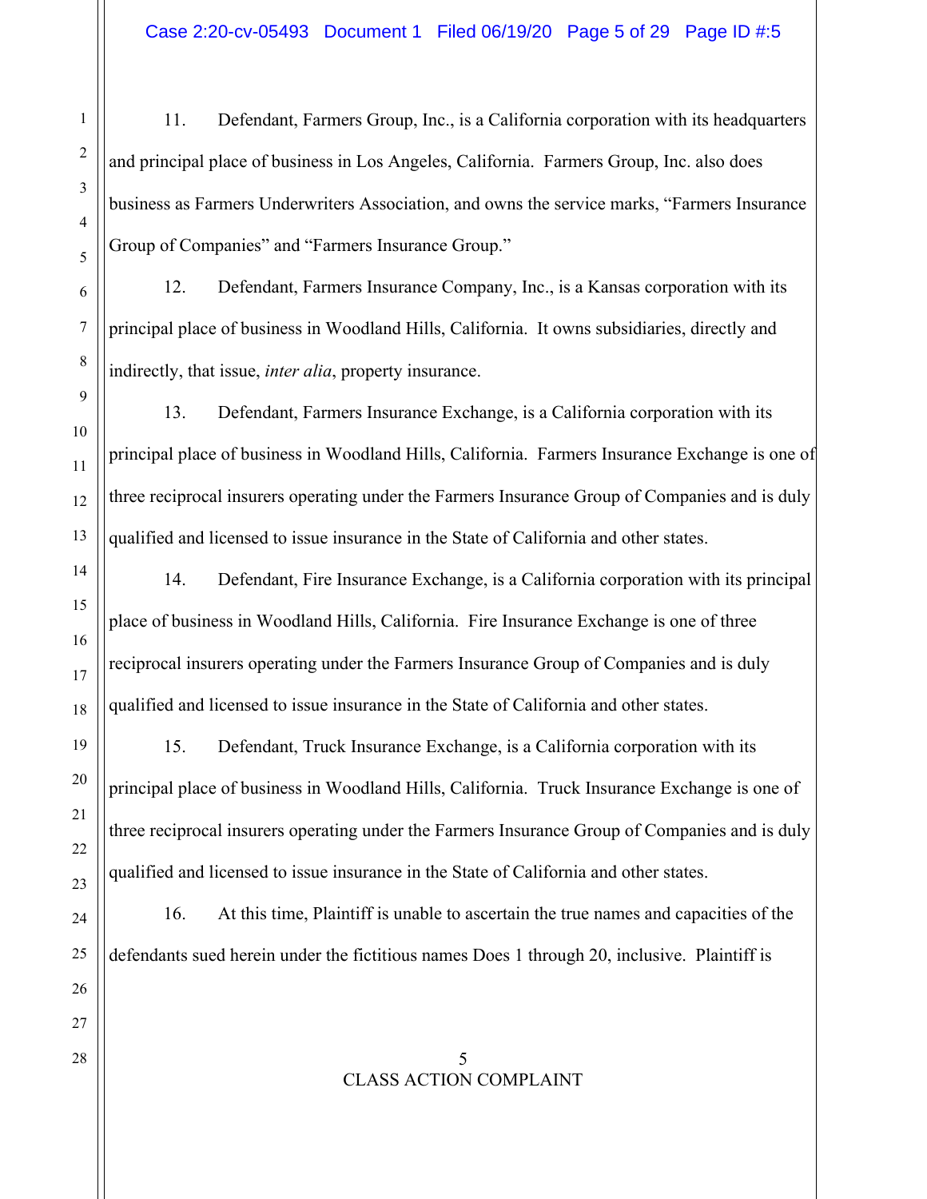11. Defendant, Farmers Group, Inc., is a California corporation with its headquarters and principal place of business in Los Angeles, California. Farmers Group, Inc. also does business as Farmers Underwriters Association, and owns the service marks, "Farmers Insurance Group of Companies" and "Farmers Insurance Group."

12. Defendant, Farmers Insurance Company, Inc., is a Kansas corporation with its principal place of business in Woodland Hills, California. It owns subsidiaries, directly and indirectly, that issue, *inter alia*, property insurance.

13. Defendant, Farmers Insurance Exchange, is a California corporation with its principal place of business in Woodland Hills, California. Farmers Insurance Exchange is one of three reciprocal insurers operating under the Farmers Insurance Group of Companies and is duly qualified and licensed to issue insurance in the State of California and other states.

14. Defendant, Fire Insurance Exchange, is a California corporation with its principal place of business in Woodland Hills, California. Fire Insurance Exchange is one of three reciprocal insurers operating under the Farmers Insurance Group of Companies and is duly qualified and licensed to issue insurance in the State of California and other states.

15. Defendant, Truck Insurance Exchange, is a California corporation with its principal place of business in Woodland Hills, California. Truck Insurance Exchange is one of three reciprocal insurers operating under the Farmers Insurance Group of Companies and is duly qualified and licensed to issue insurance in the State of California and other states.

16. At this time, Plaintiff is unable to ascertain the true names and capacities of the defendants sued herein under the fictitious names Does 1 through 20, inclusive. Plaintiff is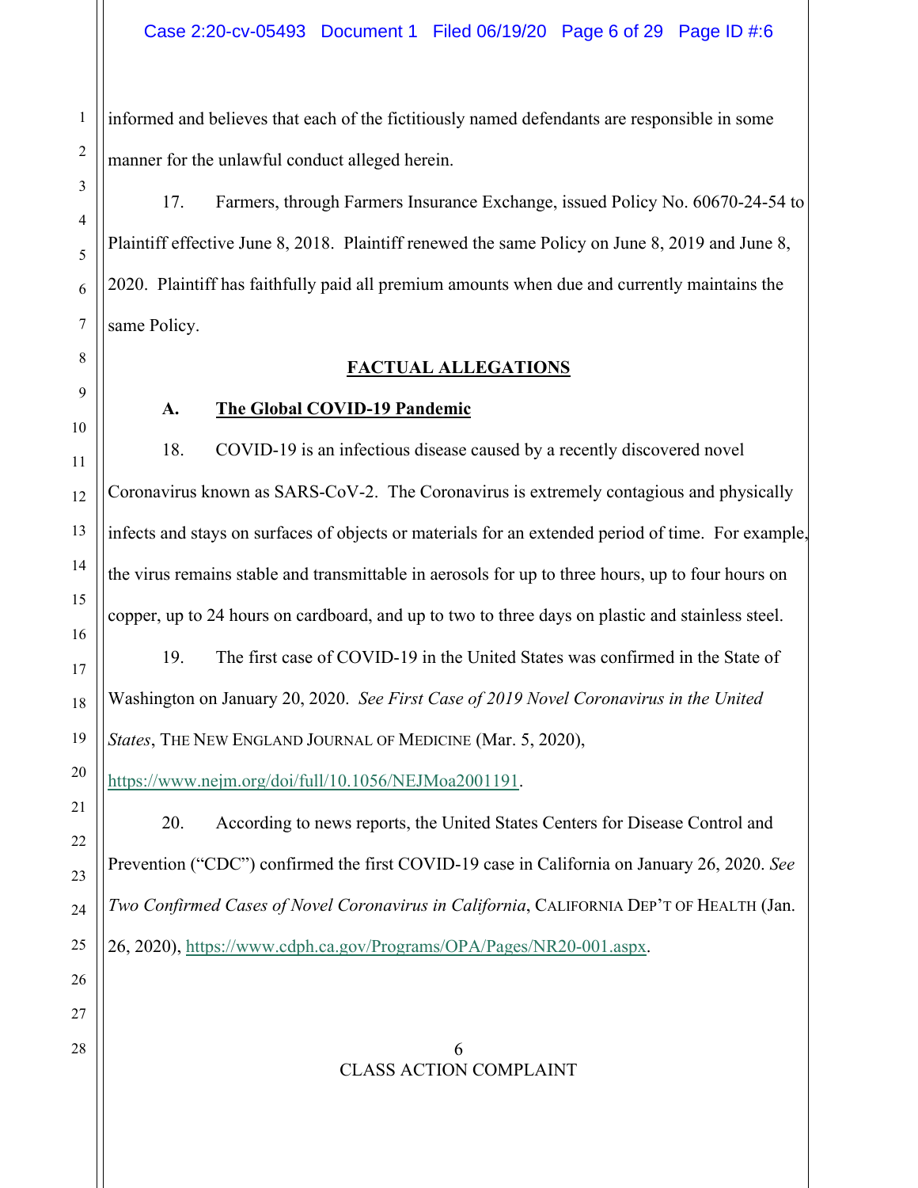informed and believes that each of the fictitiously named defendants are responsible in some manner for the unlawful conduct alleged herein.

17. Farmers, through Farmers Insurance Exchange, issued Policy No. 60670-24-54 to Plaintiff effective June 8, 2018. Plaintiff renewed the same Policy on June 8, 2019 and June 8, 2020. Plaintiff has faithfully paid all premium amounts when due and currently maintains the same Policy.

## FACTUAL ALLEGATIONS

### A. The Global COVID-19 Pandemic

18. COVID-19 is an infectious disease caused by a recently discovered novel Coronavirus known as SARS-CoV-2. The Coronavirus is extremely contagious and physically infects and stays on surfaces of objects or materials for an extended period of time. For example, the virus remains stable and transmittable in aerosols for up to three hours, up to four hours on copper, up to 24 hours on cardboard, and up to two to three days on plastic and stainless steel.

19. The first case of COVID-19 in the United States was confirmed in the State of Washington on January 20, 2020. *See First Case of 2019 Novel Coronavirus in the United States*, THE NEW ENGLAND JOURNAL OF MEDICINE (Mar. 5, 2020), https://www.nejm.org/doi/full/10.1056/NEJMoa2001191.

20. According to news reports, the United States Centers for Disease Control and Prevention ("CDC") confirmed the first COVID-19 case in California on January 26, 2020. *See Two Confirmed Cases of Novel Coronavirus in California*, CALIFORNIA DEP'T OF HEALTH (Jan. 26, 2020), https://www.cdph.ca.gov/Programs/OPA/Pages/NR20-001.aspx.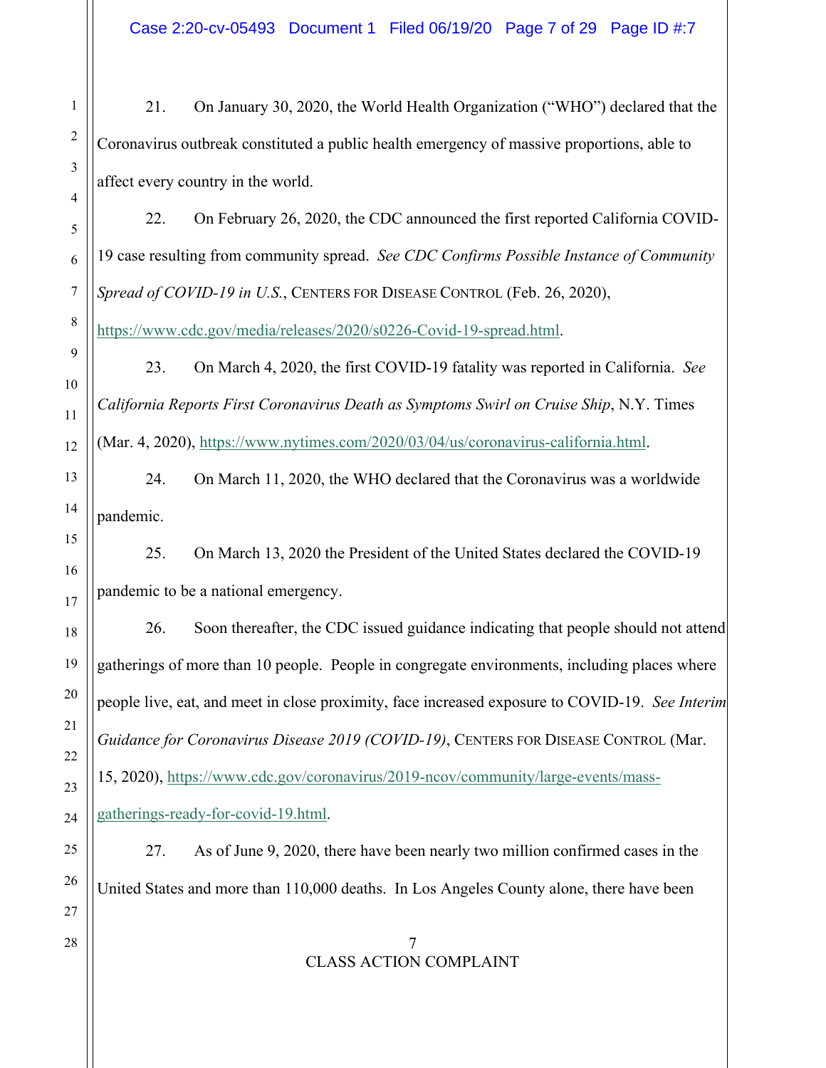21. On January 30, 2020, the World Health Organization ("WHO") declared that the Coronavirus outbreak constituted a public health emergency of massive proportions, able to affect every country in the world.

22. On February 26, 2020, the CDC announced the first reported California COVID-19 case resulting from community spread. *See CDC Confirms Possible Instance of Community Spread of COVID-19 in U.S.*, CENTERS FOR DISEASE CONTROL (Feb. 26, 2020), https://www.cdc.gov/media/releases/2020/s0226-Covid-19-spread.html.

23. On March 4, 2020, the first COVID-19 fatality was reported in California. *See California Reports First Coronavirus Death as Symptoms Swirl on Cruise Ship*, N.Y. Times (Mar. 4, 2020), https://www.nytimes.com/2020/03/04/us/coronavirus-california.html.

24. On March 11, 2020, the WHO declared that the Coronavirus was a worldwide pandemic.

25. On March 13, 2020 the President of the United States declared the COVID-19 pandemic to be a national emergency.

26. Soon thereafter, the CDC issued guidance indicating that people should not attend gatherings of more than 10 people. People in congregate environments, including places where people live, eat, and meet in close proximity, face increased exposure to COVID-19. *See Interim Guidance for Coronavirus Disease 2019 (COVID-19)*, CENTERS FOR DISEASE CONTROL (Mar. 15, 2020), https://www.cdc.gov/coronavirus/2019-ncov/community/large-events/mass-gatherings-ready-for-covid-19.html.

27. As of June 9, 2020, there have been nearly two million confirmed cases in the United States and more than 110,000 deaths. In Los Angeles County alone, there have been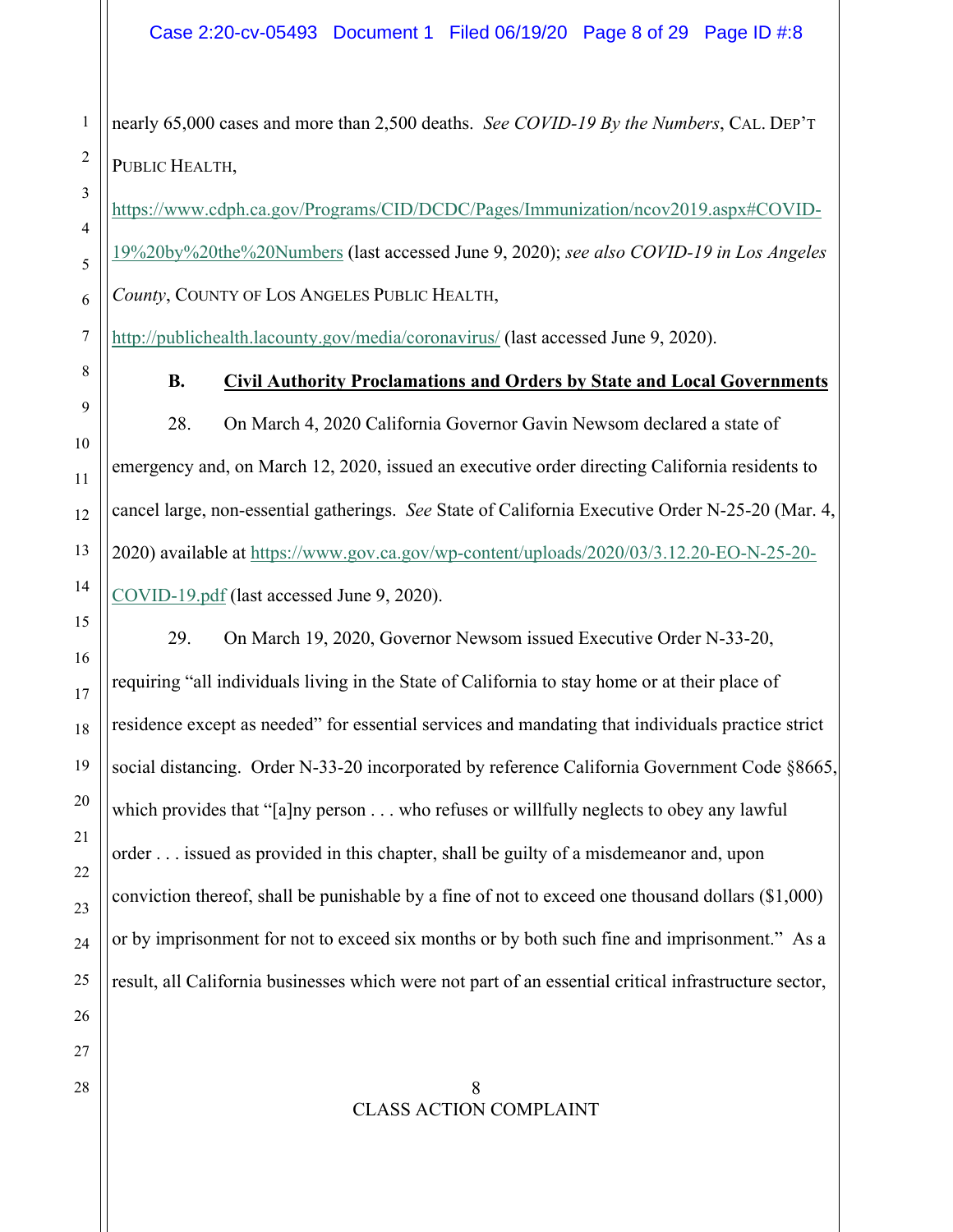nearly 65,000 cases and more than 2,500 deaths. *See COVID-19 By the Numbers*, CAL. DEP'T PUBLIC HEALTH, https://www.cdph.ca.gov/Programs/CID/DCDC/Pages/Immunization/ncov2019.aspx#COVID-19%20by%20the%20Numbers (last accessed June 9, 2020); *see also COVID-19 in Los Angeles County*, COUNTY OF LOS ANGELES PUBLIC HEALTH, http://publichealth.lacounty.gov/media/coronavirus/ (last accessed June 9, 2020).

### B. Civil Authority Proclamations and Orders by State and Local Governments

28. On March 4, 2020 California Governor Gavin Newsom declared a state of emergency and, on March 12, 2020, issued an executive order directing California residents to cancel large, non-essential gatherings. *See* State of California Executive Order N-25-20 (Mar. 4, 2020) available at https://www.gov.ca.gov/wp-content/uploads/2020/03/3.12.20-EO-N-25-20-COVID-19.pdf (last accessed June 9, 2020).

29. On March 19, 2020, Governor Newsom issued Executive Order N-33-20, requiring "all individuals living in the State of California to stay home or at their place of residence except as needed" for essential services and mandating that individuals practice strict social distancing. Order N-33-20 incorporated by reference California Government Code §8665, which provides that "[a]ny person . . . who refuses or willfully neglects to obey any lawful order . . . issued as provided in this chapter, shall be guilty of a misdemeanor and, upon conviction thereof, shall be punishable by a fine of not to exceed one thousand dollars ($1,000) or by imprisonment for not to exceed six months or by both such fine and imprisonment." As a result, all California businesses which were not part of an essential critical infrastructure sector,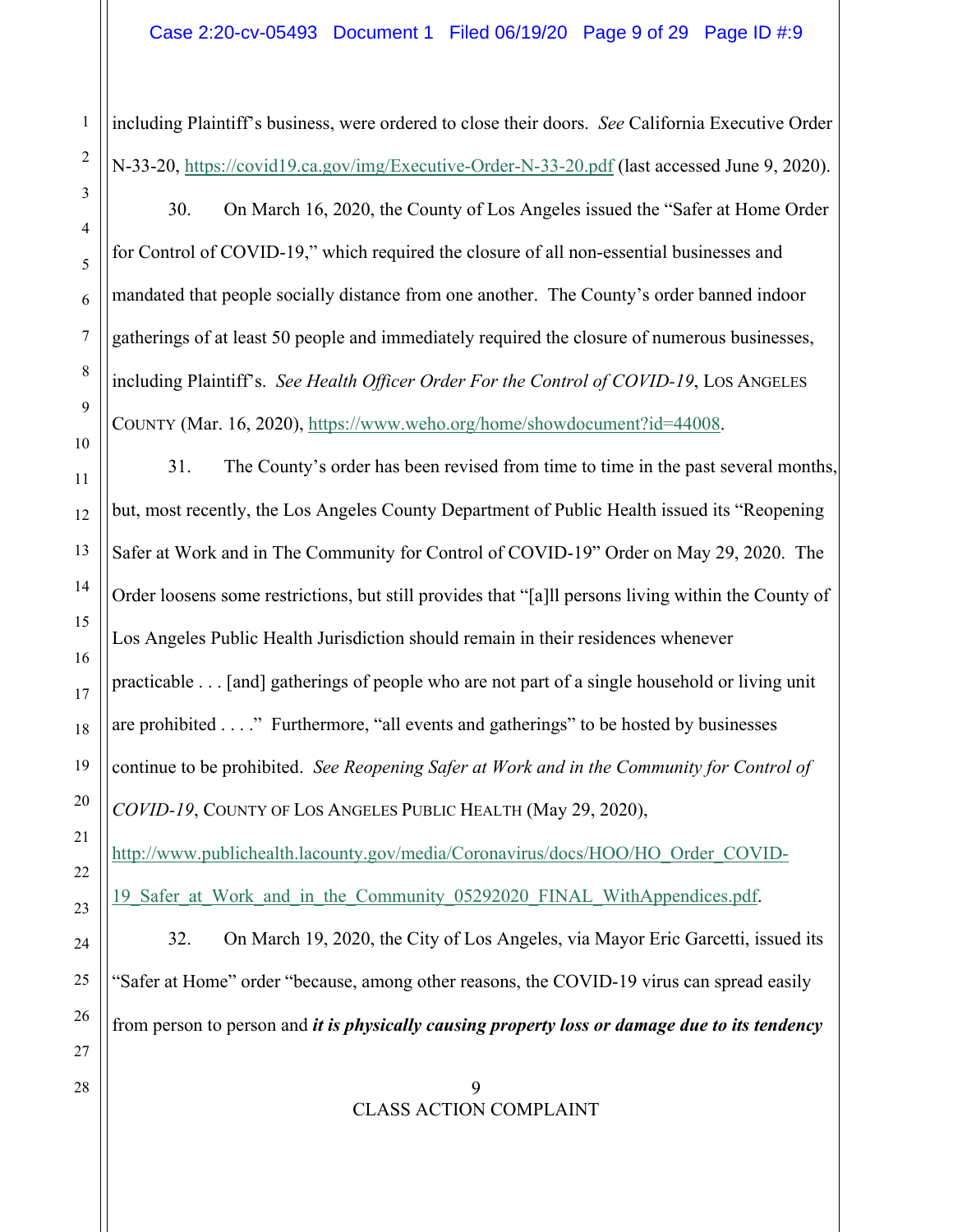including Plaintiff's business, were ordered to close their doors. *See* California Executive Order N-33-20, https://covid19.ca.gov/img/Executive-Order-N-33-20.pdf (last accessed June 9, 2020).

30. On March 16, 2020, the County of Los Angeles issued the "Safer at Home Order for Control of COVID-19," which required the closure of all non-essential businesses and mandated that people socially distance from one another. The County's order banned indoor gatherings of at least 50 people and immediately required the closure of numerous businesses, including Plaintiff's. *See Health Officer Order For the Control of COVID-19*, LOS ANGELES COUNTY (Mar. 16, 2020), https://www.weho.org/home/showdocument?id=44008.

31. The County's order has been revised from time to time in the past several months, but, most recently, the Los Angeles County Department of Public Health issued its "Reopening Safer at Work and in The Community for Control of COVID-19" Order on May 29, 2020. The Order loosens some restrictions, but still provides that "[a]ll persons living within the County of Los Angeles Public Health Jurisdiction should remain in their residences whenever practicable . . . [and] gatherings of people who are not part of a single household or living unit are prohibited . . . ." Furthermore, "all events and gatherings" to be hosted by businesses continue to be prohibited. *See Reopening Safer at Work and in the Community for Control of COVID-19*, COUNTY OF LOS ANGELES PUBLIC HEALTH (May 29, 2020), http://www.publichealth.lacounty.gov/media/Coronavirus/docs/HOO/HO_Order_COVID-19_Safer_at_Work_and_in_the_Community_05292020_FINAL_WithAppendices.pdf.

32. On March 19, 2020, the City of Los Angeles, via Mayor Eric Garcetti, issued its "Safer at Home" order "because, among other reasons, the COVID-19 virus can spread easily from person to person and ***it is physically causing property loss or damage due to its tendency***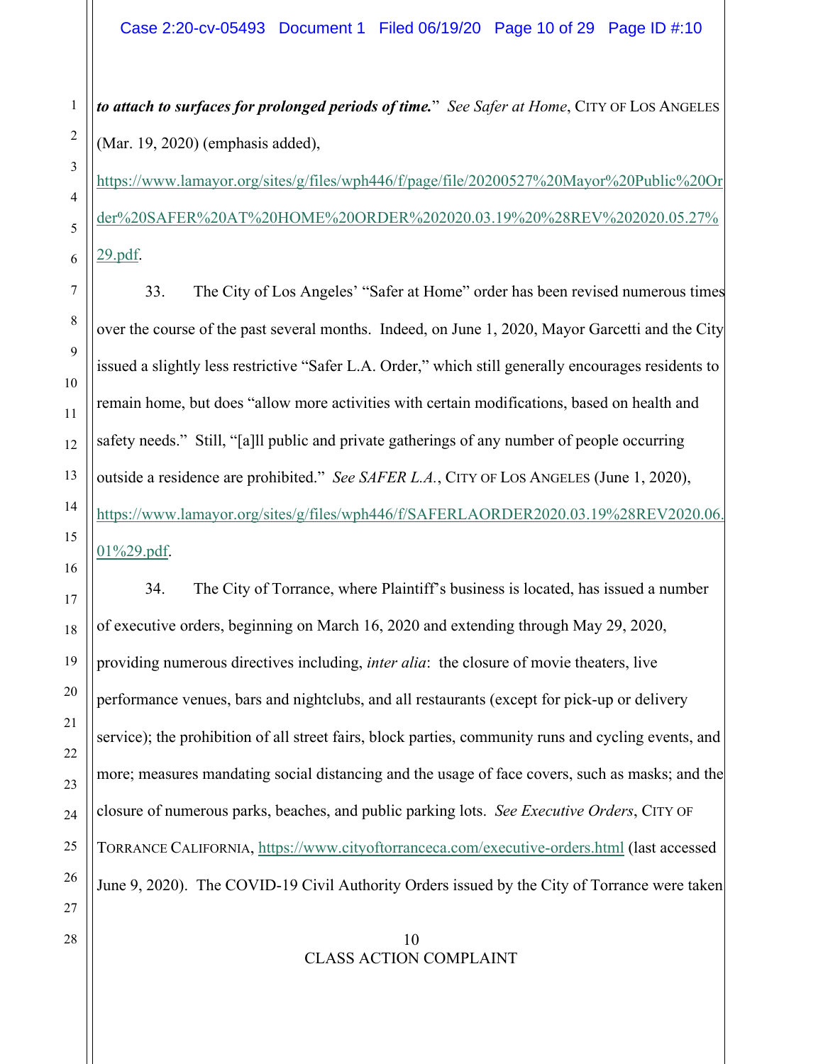***to attach to surfaces for prolonged periods of time.***" *See Safer at Home*, CITY OF LOS ANGELES (Mar. 19, 2020) (emphasis added), https://www.lamayor.org/sites/g/files/wph446/f/page/file/20200527%20Mayor%20Public%20Order%20SAFER%20AT%20HOME%20ORDER%202020.03.19%20%28REV%202020.05.27%29.pdf.

33. The City of Los Angeles' "Safer at Home" order has been revised numerous times over the course of the past several months. Indeed, on June 1, 2020, Mayor Garcetti and the City issued a slightly less restrictive "Safer L.A. Order," which still generally encourages residents to remain home, but does "allow more activities with certain modifications, based on health and safety needs." Still, "[a]ll public and private gatherings of any number of people occurring outside a residence are prohibited." *See SAFER L.A.*, CITY OF LOS ANGELES (June 1, 2020), https://www.lamayor.org/sites/g/files/wph446/f/SAFERLAORDER2020.03.19%28REV2020.06.01%29.pdf.

34. The City of Torrance, where Plaintiff's business is located, has issued a number of executive orders, beginning on March 16, 2020 and extending through May 29, 2020, providing numerous directives including, *inter alia*: the closure of movie theaters, live performance venues, bars and nightclubs, and all restaurants (except for pick-up or delivery service); the prohibition of all street fairs, block parties, community runs and cycling events, and more; measures mandating social distancing and the usage of face covers, such as masks; and the closure of numerous parks, beaches, and public parking lots. *See Executive Orders*, CITY OF TORRANCE CALIFORNIA, https://www.cityoftorranceca.com/executive-orders.html (last accessed June 9, 2020). The COVID-19 Civil Authority Orders issued by the City of Torrance were taken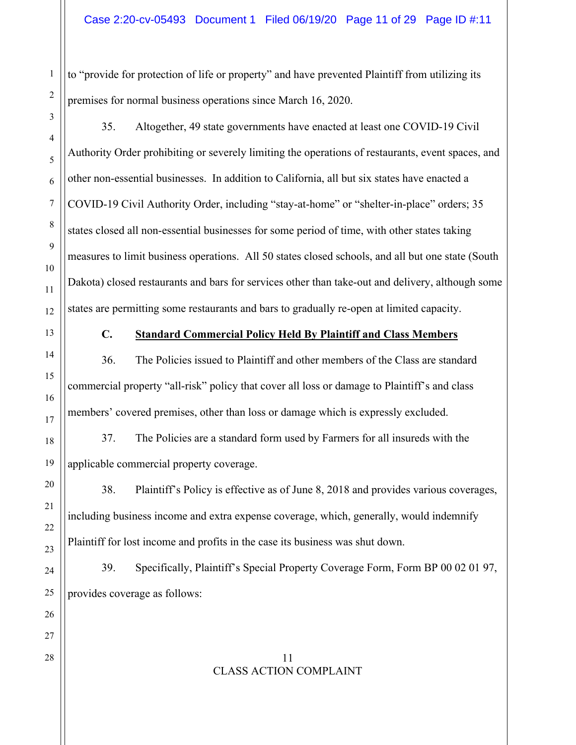to "provide for protection of life or property" and have prevented Plaintiff from utilizing its premises for normal business operations since March 16, 2020.

35. Altogether, 49 state governments have enacted at least one COVID-19 Civil Authority Order prohibiting or severely limiting the operations of restaurants, event spaces, and other non-essential businesses. In addition to California, all but six states have enacted a COVID-19 Civil Authority Order, including "stay-at-home" or "shelter-in-place" orders; 35 states closed all non-essential businesses for some period of time, with other states taking measures to limit business operations. All 50 states closed schools, and all but one state (South Dakota) closed restaurants and bars for services other than take-out and delivery, although some states are permitting some restaurants and bars to gradually re-open at limited capacity.

### C. Standard Commercial Policy Held By Plaintiff and Class Members

36. The Policies issued to Plaintiff and other members of the Class are standard commercial property "all-risk" policy that cover all loss or damage to Plaintiff's and class members' covered premises, other than loss or damage which is expressly excluded.

37. The Policies are a standard form used by Farmers for all insureds with the applicable commercial property coverage.

38. Plaintiff's Policy is effective as of June 8, 2018 and provides various coverages, including business income and extra expense coverage, which, generally, would indemnify Plaintiff for lost income and profits in the case its business was shut down.

39. Specifically, Plaintiff's Special Property Coverage Form, Form BP 00 02 01 97, provides coverage as follows: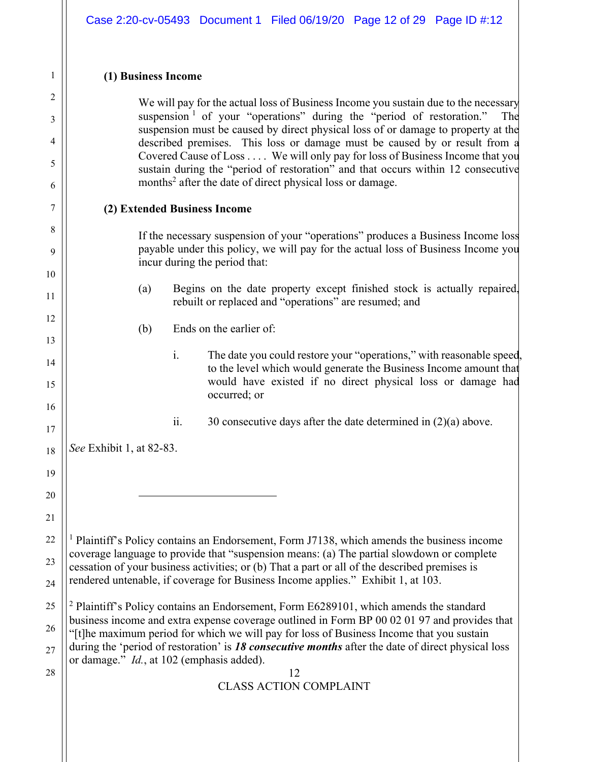**(1) Business Income**

> We will pay for the actual loss of Business Income you sustain due to the necessary suspension [1] of your "operations" during the "period of restoration." The suspension must be caused by direct physical loss of or damage to property at the described premises. This loss or damage must be caused by or result from a Covered Cause of Loss . . . . We will only pay for loss of Business Income that you sustain during the "period of restoration" and that occurs within 12 consecutive months[2] after the date of direct physical loss or damage.

**(2) Extended Business Income**

> If the necessary suspension of your "operations" produces a Business Income loss payable under this policy, we will pay for the actual loss of Business Income you incur during the period that:
>
> (a) Begins on the date property except finished stock is actually repaired, rebuilt or replaced and "operations" are resumed; and
>
> (b) Ends on the earlier of:
>
> i. The date you could restore your "operations," with reasonable speed, to the level which would generate the Business Income amount that would have existed if no direct physical loss or damage had occurred; or
>
> ii. 30 consecutive days after the date determined in (2)(a) above.

*See* Exhibit 1, at 82-83.

---

[1] Plaintiff's Policy contains an Endorsement, Form J7138, which amends the business income coverage language to provide that "suspension means: (a) The partial slowdown or complete cessation of your business activities; or (b) That a part or all of the described premises is rendered untenable, if coverage for Business Income applies." Exhibit 1, at 103.

[2] Plaintiff's Policy contains an Endorsement, Form E6289101, which amends the standard business income and extra expense coverage outlined in Form BP 00 02 01 97 and provides that "[t]he maximum period for which we will pay for loss of Business Income that you sustain during the 'period of restoration' is ***18 consecutive months*** after the date of direct physical loss or damage." *Id.*, at 102 (emphasis added).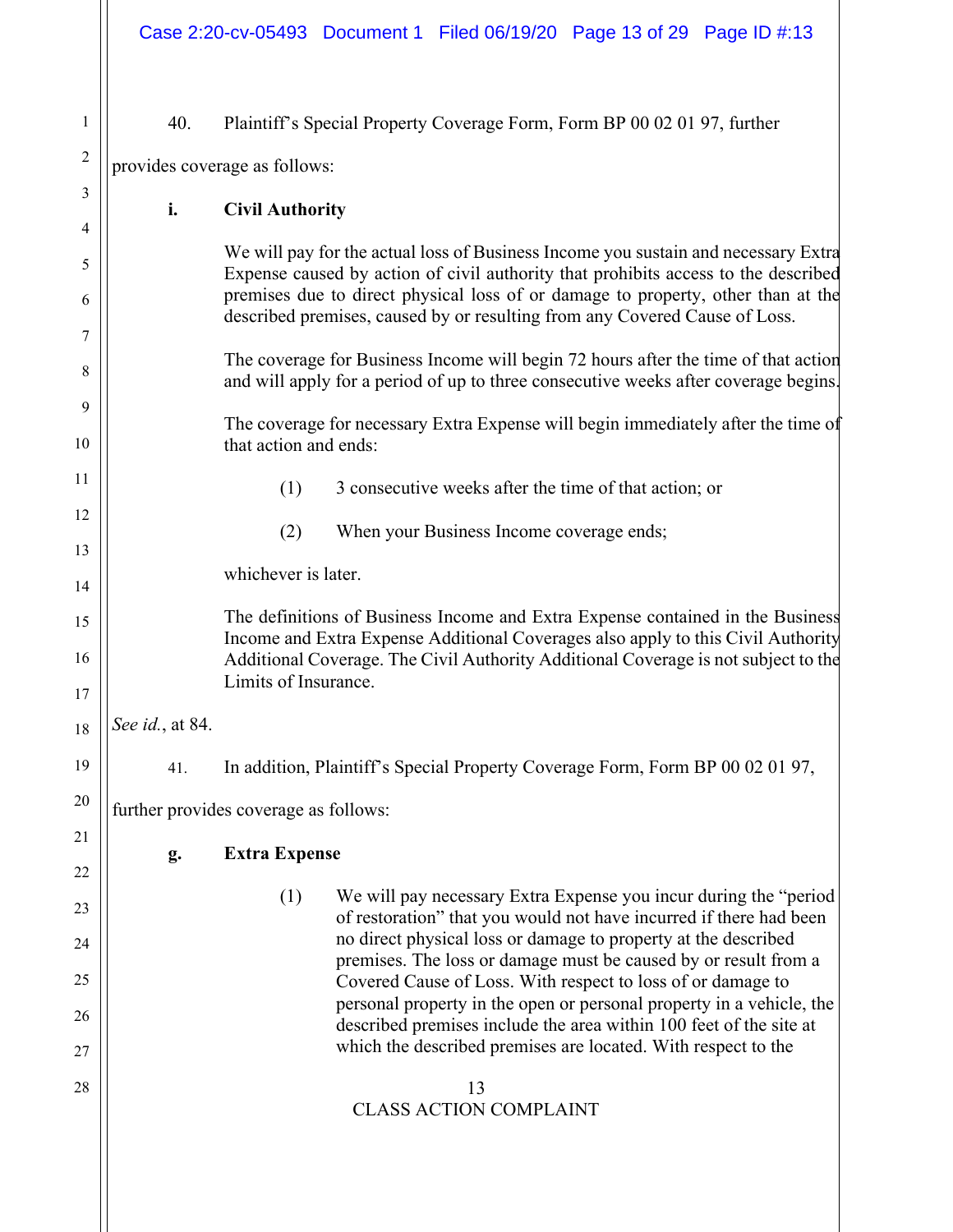40. Plaintiff's Special Property Coverage Form, Form BP 00 02 01 97, further provides coverage as follows:

> **i. Civil Authority**
>
> We will pay for the actual loss of Business Income you sustain and necessary Extra Expense caused by action of civil authority that prohibits access to the described premises due to direct physical loss of or damage to property, other than at the described premises, caused by or resulting from any Covered Cause of Loss.
>
> The coverage for Business Income will begin 72 hours after the time of that action and will apply for a period of up to three consecutive weeks after coverage begins.
>
> The coverage for necessary Extra Expense will begin immediately after the time of that action and ends:
>
> (1) 3 consecutive weeks after the time of that action; or
>
> (2) When your Business Income coverage ends;
>
> whichever is later.
>
> The definitions of Business Income and Extra Expense contained in the Business Income and Extra Expense Additional Coverages also apply to this Civil Authority Additional Coverage. The Civil Authority Additional Coverage is not subject to the Limits of Insurance.

*See id.*, at 84.

41. In addition, Plaintiff's Special Property Coverage Form, Form BP 00 02 01 97, further provides coverage as follows:

> **g. Extra Expense**
>
> (1) We will pay necessary Extra Expense you incur during the "period of restoration" that you would not have incurred if there had been no direct physical loss or damage to property at the described premises. The loss or damage must be caused by or result from a Covered Cause of Loss. With respect to loss of or damage to personal property in the open or personal property in a vehicle, the described premises include the area within 100 feet of the site at which the described premises are located. With respect to the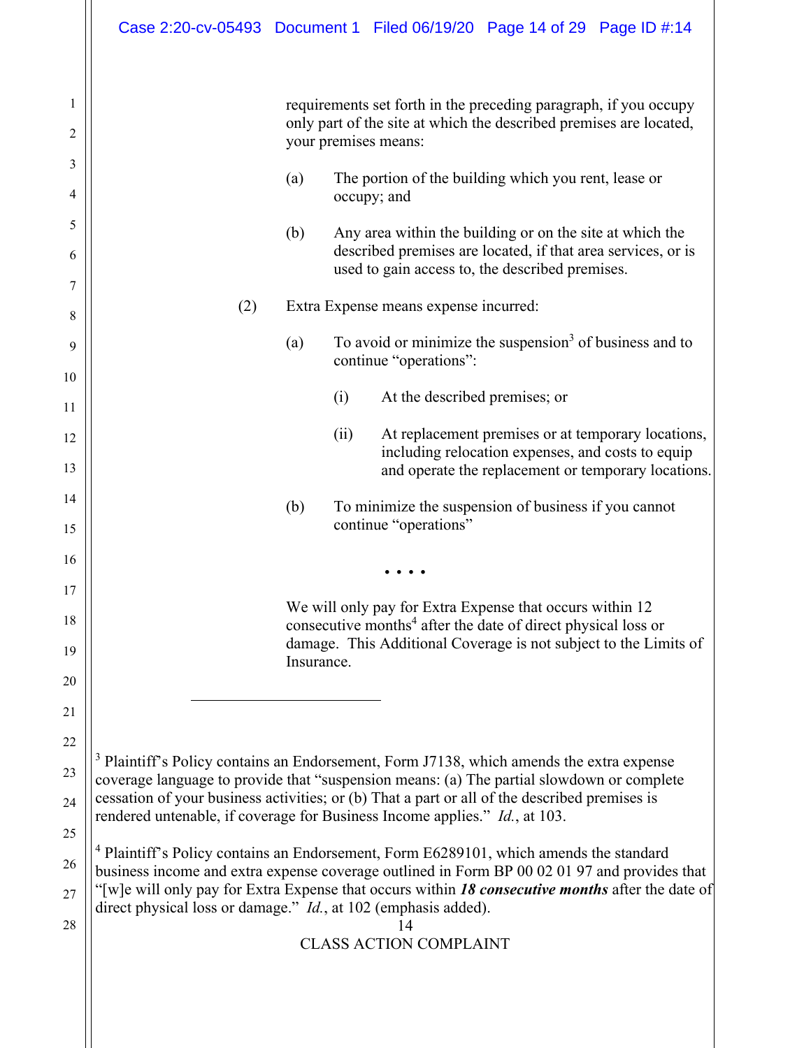requirements set forth in the preceding paragraph, if you occupy only part of the site at which the described premises are located, your premises means:

(a) The portion of the building which you rent, lease or occupy; and

(b) Any area within the building or on the site at which the described premises are located, if that area services, or is used to gain access to, the described premises.

(2) Extra Expense means expense incurred:

(a) To avoid or minimize the suspension[3] of business and to continue "operations":

(i) At the described premises; or

(ii) At replacement premises or at temporary locations, including relocation expenses, and costs to equip and operate the replacement or temporary locations.

(b) To minimize the suspension of business if you cannot continue "operations"

. . . .

We will only pay for Extra Expense that occurs within 12 consecutive months[4] after the date of direct physical loss or damage. This Additional Coverage is not subject to the Limits of Insurance.

---

[3] Plaintiff's Policy contains an Endorsement, Form J7138, which amends the extra expense coverage language to provide that "suspension means: (a) The partial slowdown or complete cessation of your business activities; or (b) That a part or all of the described premises is rendered untenable, if coverage for Business Income applies." *Id.*, at 103.

[4] Plaintiff's Policy contains an Endorsement, Form E6289101, which amends the standard business income and extra expense coverage outlined in Form BP 00 02 01 97 and provides that "[w]e will only pay for Extra Expense that occurs within ***18 consecutive months*** after the date of direct physical loss or damage." *Id.*, at 102 (emphasis added).

CLASS ACTION COMPLAINT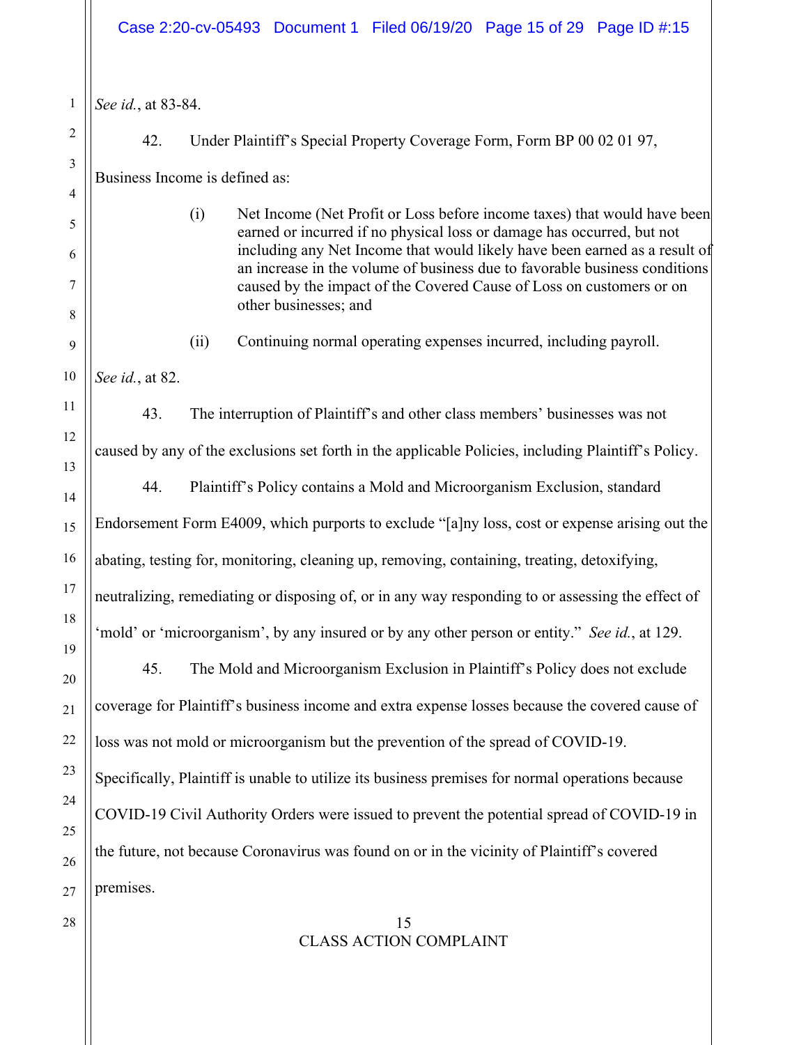*See id.*, at 83-84.

42. Under Plaintiff's Special Property Coverage Form, Form BP 00 02 01 97, Business Income is defined as:

> (i) Net Income (Net Profit or Loss before income taxes) that would have been earned or incurred if no physical loss or damage has occurred, but not including any Net Income that would likely have been earned as a result of an increase in the volume of business due to favorable business conditions caused by the impact of the Covered Cause of Loss on customers or on other businesses; and
>
> (ii) Continuing normal operating expenses incurred, including payroll.

*See id.*, at 82.

43. The interruption of Plaintiff's and other class members' businesses was not caused by any of the exclusions set forth in the applicable Policies, including Plaintiff's Policy.

44. Plaintiff's Policy contains a Mold and Microorganism Exclusion, standard Endorsement Form E4009, which purports to exclude "[a]ny loss, cost or expense arising out the abating, testing for, monitoring, cleaning up, removing, containing, treating, detoxifying, neutralizing, remediating or disposing of, or in any way responding to or assessing the effect of 'mold' or 'microorganism', by any insured or by any other person or entity." *See id.*, at 129.

45. The Mold and Microorganism Exclusion in Plaintiff's Policy does not exclude coverage for Plaintiff's business income and extra expense losses because the covered cause of loss was not mold or microorganism but the prevention of the spread of COVID-19. Specifically, Plaintiff is unable to utilize its business premises for normal operations because COVID-19 Civil Authority Orders were issued to prevent the potential spread of COVID-19 in the future, not because Coronavirus was found on or in the vicinity of Plaintiff's covered premises.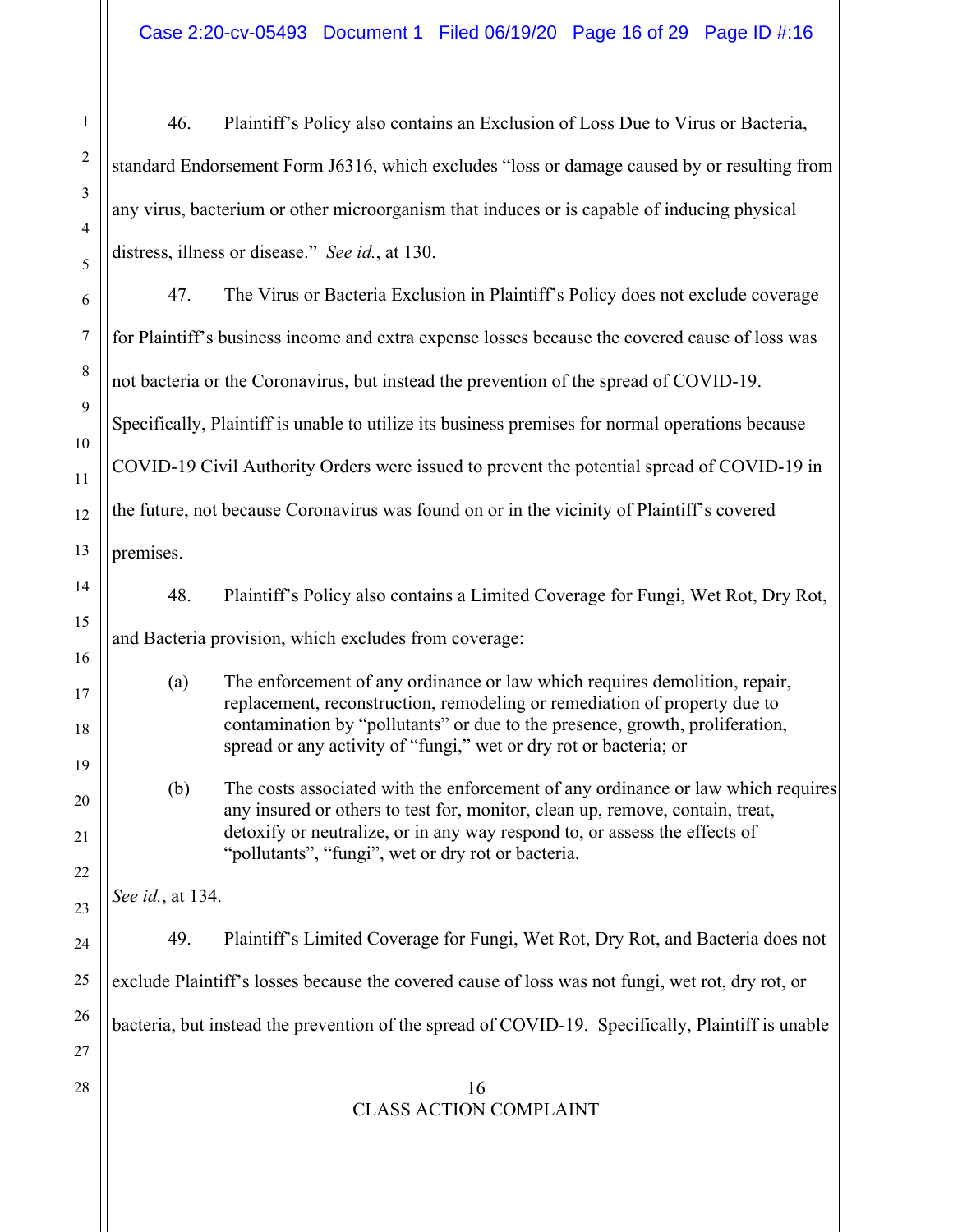46. Plaintiff's Policy also contains an Exclusion of Loss Due to Virus or Bacteria, standard Endorsement Form J6316, which excludes "loss or damage caused by or resulting from any virus, bacterium or other microorganism that induces or is capable of inducing physical distress, illness or disease." *See id.*, at 130.

47. The Virus or Bacteria Exclusion in Plaintiff's Policy does not exclude coverage for Plaintiff's business income and extra expense losses because the covered cause of loss was not bacteria or the Coronavirus, but instead the prevention of the spread of COVID-19. Specifically, Plaintiff is unable to utilize its business premises for normal operations because COVID-19 Civil Authority Orders were issued to prevent the potential spread of COVID-19 in the future, not because Coronavirus was found on or in the vicinity of Plaintiff's covered premises.

48. Plaintiff's Policy also contains a Limited Coverage for Fungi, Wet Rot, Dry Rot, and Bacteria provision, which excludes from coverage:

> (a) The enforcement of any ordinance or law which requires demolition, repair, replacement, reconstruction, remodeling or remediation of property due to contamination by "pollutants" or due to the presence, growth, proliferation, spread or any activity of "fungi," wet or dry rot or bacteria; or
>
> (b) The costs associated with the enforcement of any ordinance or law which requires any insured or others to test for, monitor, clean up, remove, contain, treat, detoxify or neutralize, or in any way respond to, or assess the effects of "pollutants", "fungi", wet or dry rot or bacteria.

*See id.*, at 134.

49. Plaintiff's Limited Coverage for Fungi, Wet Rot, Dry Rot, and Bacteria does not exclude Plaintiff's losses because the covered cause of loss was not fungi, wet rot, dry rot, or bacteria, but instead the prevention of the spread of COVID-19. Specifically, Plaintiff is unable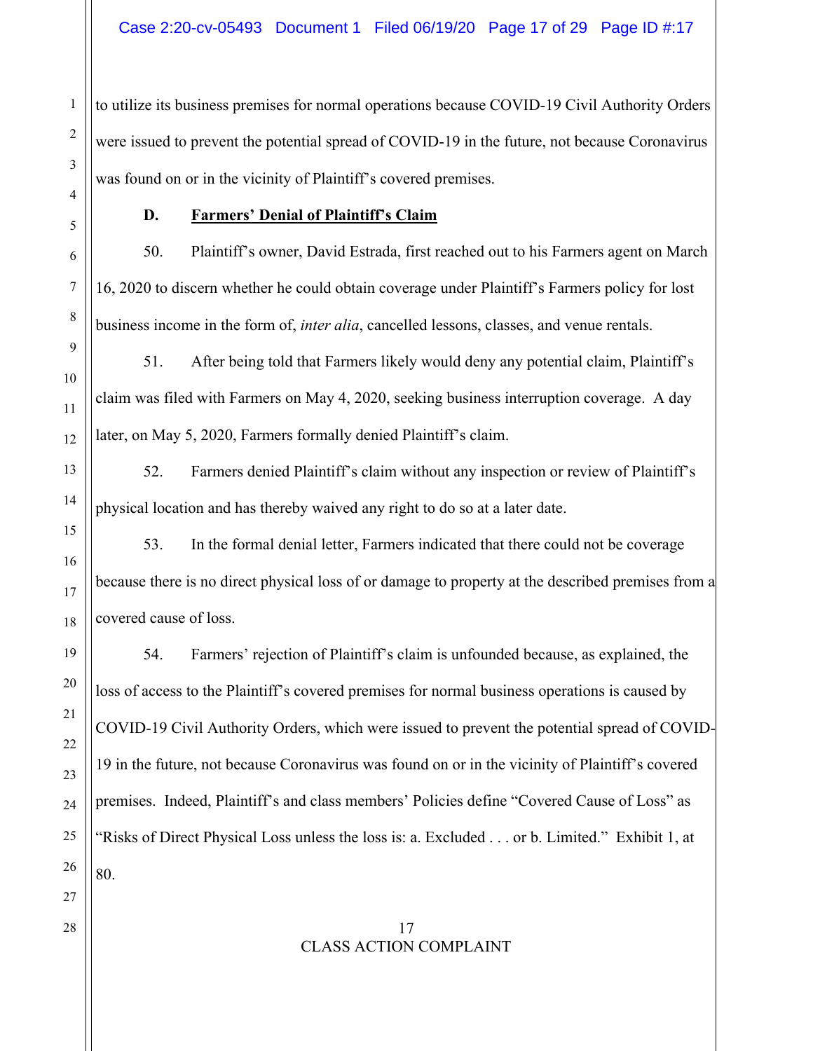to utilize its business premises for normal operations because COVID-19 Civil Authority Orders were issued to prevent the potential spread of COVID-19 in the future, not because Coronavirus was found on or in the vicinity of Plaintiff's covered premises.

### D. <u>Farmers' Denial of Plaintiff's Claim</u>

50. Plaintiff's owner, David Estrada, first reached out to his Farmers agent on March 16, 2020 to discern whether he could obtain coverage under Plaintiff's Farmers policy for lost business income in the form of, *inter alia*, cancelled lessons, classes, and venue rentals.

51. After being told that Farmers likely would deny any potential claim, Plaintiff's claim was filed with Farmers on May 4, 2020, seeking business interruption coverage. A day later, on May 5, 2020, Farmers formally denied Plaintiff's claim.

52. Farmers denied Plaintiff's claim without any inspection or review of Plaintiff's physical location and has thereby waived any right to do so at a later date.

53. In the formal denial letter, Farmers indicated that there could not be coverage because there is no direct physical loss of or damage to property at the described premises from a covered cause of loss.

54. Farmers' rejection of Plaintiff's claim is unfounded because, as explained, the loss of access to the Plaintiff's covered premises for normal business operations is caused by COVID-19 Civil Authority Orders, which were issued to prevent the potential spread of COVID-19 in the future, not because Coronavirus was found on or in the vicinity of Plaintiff's covered premises. Indeed, Plaintiff's and class members' Policies define "Covered Cause of Loss" as "Risks of Direct Physical Loss unless the loss is: a. Excluded . . . or b. Limited." Exhibit 1, at 80.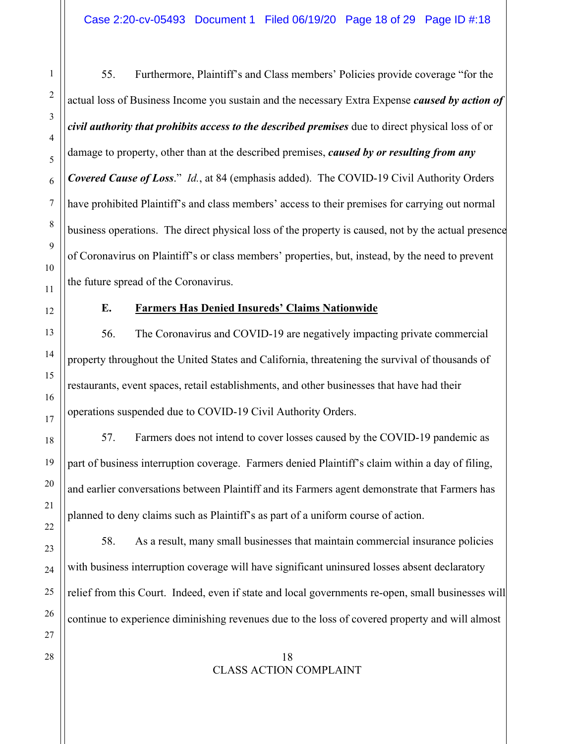55. Furthermore, Plaintiff's and Class members' Policies provide coverage "for the actual loss of Business Income you sustain and the necessary Extra Expense ***caused by action of civil authority that prohibits access to the described premises*** due to direct physical loss of or damage to property, other than at the described premises, ***caused by or resulting from any Covered Cause of Loss***." *Id.*, at 84 (emphasis added). The COVID-19 Civil Authority Orders have prohibited Plaintiff's and class members' access to their premises for carrying out normal business operations. The direct physical loss of the property is caused, not by the actual presence of Coronavirus on Plaintiff's or class members' properties, but, instead, by the need to prevent the future spread of the Coronavirus.

### E. Farmers Has Denied Insureds' Claims Nationwide

56. The Coronavirus and COVID-19 are negatively impacting private commercial property throughout the United States and California, threatening the survival of thousands of restaurants, event spaces, retail establishments, and other businesses that have had their operations suspended due to COVID-19 Civil Authority Orders.

57. Farmers does not intend to cover losses caused by the COVID-19 pandemic as part of business interruption coverage. Farmers denied Plaintiff's claim within a day of filing, and earlier conversations between Plaintiff and its Farmers agent demonstrate that Farmers has planned to deny claims such as Plaintiff's as part of a uniform course of action.

58. As a result, many small businesses that maintain commercial insurance policies with business interruption coverage will have significant uninsured losses absent declaratory relief from this Court. Indeed, even if state and local governments re-open, small businesses will continue to experience diminishing revenues due to the loss of covered property and will almost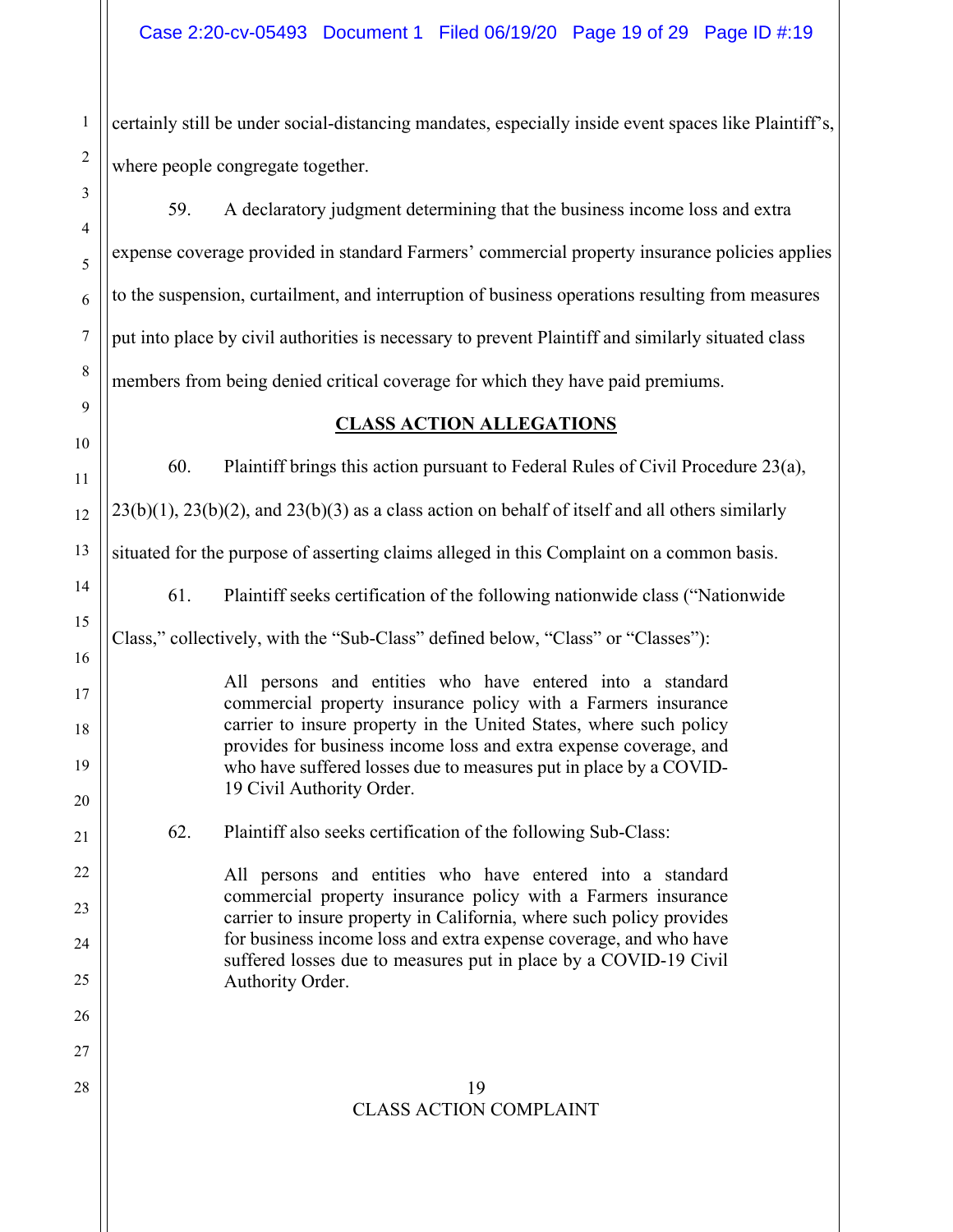certainly still be under social-distancing mandates, especially inside event spaces like Plaintiff's, where people congregate together.

59. A declaratory judgment determining that the business income loss and extra expense coverage provided in standard Farmers' commercial property insurance policies applies to the suspension, curtailment, and interruption of business operations resulting from measures put into place by civil authorities is necessary to prevent Plaintiff and similarly situated class members from being denied critical coverage for which they have paid premiums.

## CLASS ACTION ALLEGATIONS

60. Plaintiff brings this action pursuant to Federal Rules of Civil Procedure 23(a), 23(b)(1), 23(b)(2), and 23(b)(3) as a class action on behalf of itself and all others similarly situated for the purpose of asserting claims alleged in this Complaint on a common basis.

61. Plaintiff seeks certification of the following nationwide class ("Nationwide Class," collectively, with the "Sub-Class" defined below, "Class" or "Classes"):

> All persons and entities who have entered into a standard commercial property insurance policy with a Farmers insurance carrier to insure property in the United States, where such policy provides for business income loss and extra expense coverage, and who have suffered losses due to measures put in place by a COVID-19 Civil Authority Order.

62. Plaintiff also seeks certification of the following Sub-Class:

> All persons and entities who have entered into a standard commercial property insurance policy with a Farmers insurance carrier to insure property in California, where such policy provides for business income loss and extra expense coverage, and who have suffered losses due to measures put in place by a COVID-19 Civil Authority Order.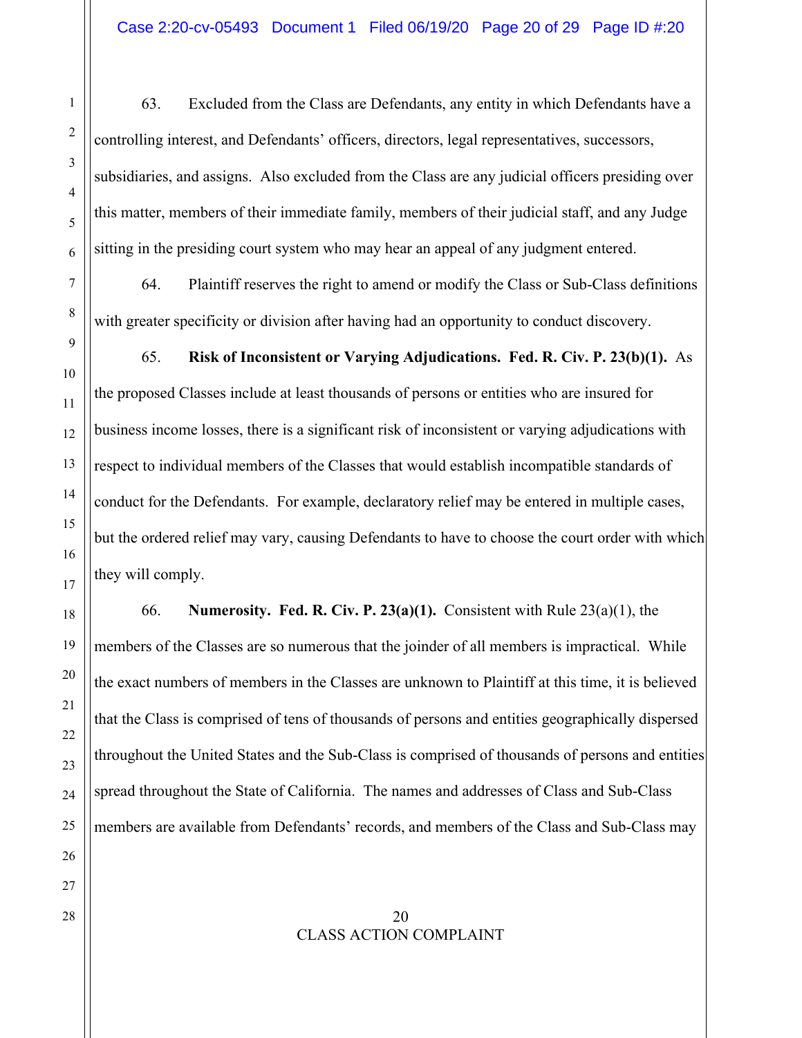63. Excluded from the Class are Defendants, any entity in which Defendants have a controlling interest, and Defendants' officers, directors, legal representatives, successors, subsidiaries, and assigns. Also excluded from the Class are any judicial officers presiding over this matter, members of their immediate family, members of their judicial staff, and any Judge sitting in the presiding court system who may hear an appeal of any judgment entered.

64. Plaintiff reserves the right to amend or modify the Class or Sub-Class definitions with greater specificity or division after having had an opportunity to conduct discovery.

65. **Risk of Inconsistent or Varying Adjudications. Fed. R. Civ. P. 23(b)(1).** As the proposed Classes include at least thousands of persons or entities who are insured for business income losses, there is a significant risk of inconsistent or varying adjudications with respect to individual members of the Classes that would establish incompatible standards of conduct for the Defendants. For example, declaratory relief may be entered in multiple cases, but the ordered relief may vary, causing Defendants to have to choose the court order with which they will comply.

66. **Numerosity. Fed. R. Civ. P. 23(a)(1).** Consistent with Rule 23(a)(1), the members of the Classes are so numerous that the joinder of all members is impractical. While the exact numbers of members in the Classes are unknown to Plaintiff at this time, it is believed that the Class is comprised of tens of thousands of persons and entities geographically dispersed throughout the United States and the Sub-Class is comprised of thousands of persons and entities spread throughout the State of California. The names and addresses of Class and Sub-Class members are available from Defendants' records, and members of the Class and Sub-Class may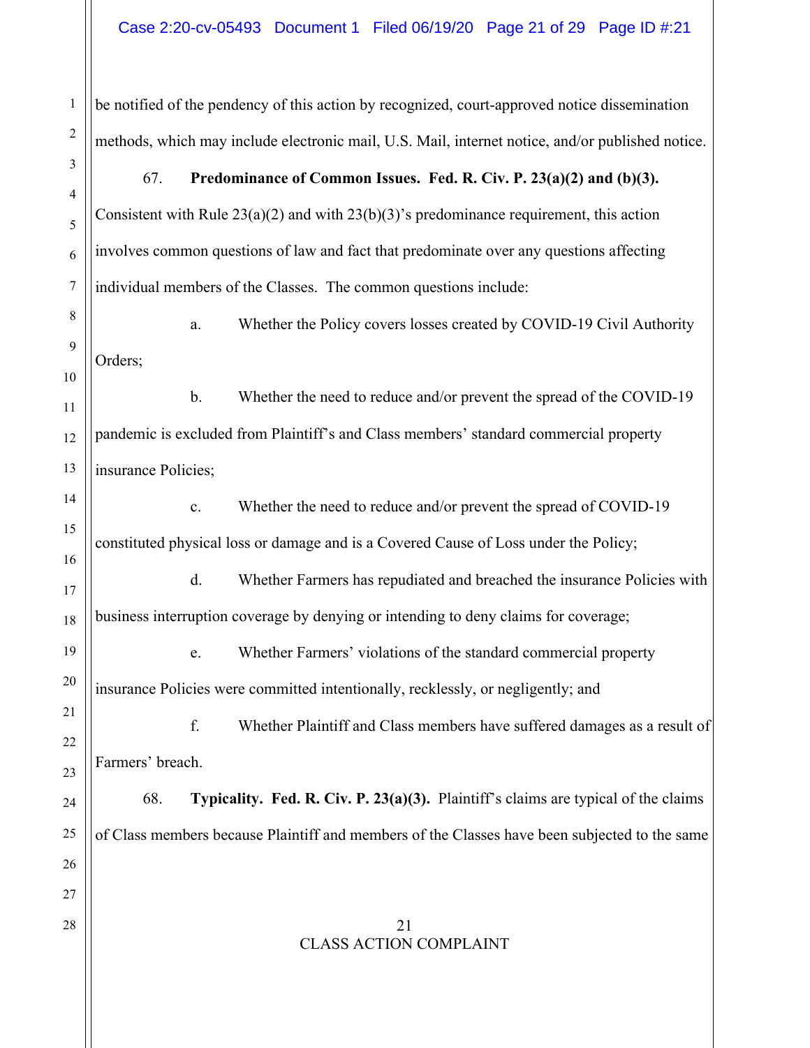be notified of the pendency of this action by recognized, court-approved notice dissemination methods, which may include electronic mail, U.S. Mail, internet notice, and/or published notice.

67. **Predominance of Common Issues. Fed. R. Civ. P. 23(a)(2) and (b)(3).** Consistent with Rule 23(a)(2) and with 23(b)(3)'s predominance requirement, this action involves common questions of law and fact that predominate over any questions affecting individual members of the Classes. The common questions include:

a. Whether the Policy covers losses created by COVID-19 Civil Authority Orders;

b. Whether the need to reduce and/or prevent the spread of the COVID-19 pandemic is excluded from Plaintiff's and Class members' standard commercial property insurance Policies;

c. Whether the need to reduce and/or prevent the spread of COVID-19 constituted physical loss or damage and is a Covered Cause of Loss under the Policy;

d. Whether Farmers has repudiated and breached the insurance Policies with business interruption coverage by denying or intending to deny claims for coverage;

e. Whether Farmers' violations of the standard commercial property insurance Policies were committed intentionally, recklessly, or negligently; and

f. Whether Plaintiff and Class members have suffered damages as a result of Farmers' breach.

68. **Typicality. Fed. R. Civ. P. 23(a)(3).** Plaintiff's claims are typical of the claims of Class members because Plaintiff and members of the Classes have been subjected to the same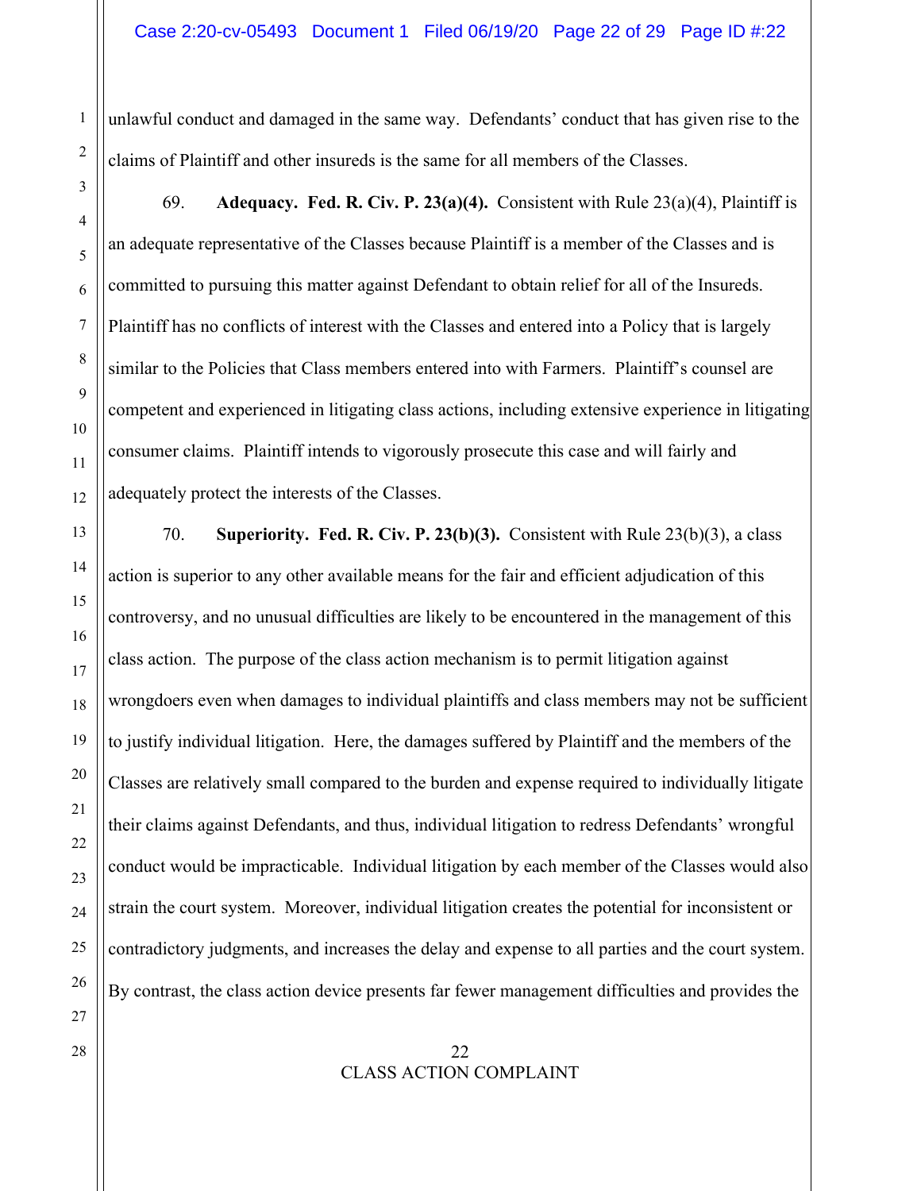unlawful conduct and damaged in the same way. Defendants' conduct that has given rise to the claims of Plaintiff and other insureds is the same for all members of the Classes.

69. **Adequacy. Fed. R. Civ. P. 23(a)(4).** Consistent with Rule 23(a)(4), Plaintiff is an adequate representative of the Classes because Plaintiff is a member of the Classes and is committed to pursuing this matter against Defendant to obtain relief for all of the Insureds. Plaintiff has no conflicts of interest with the Classes and entered into a Policy that is largely similar to the Policies that Class members entered into with Farmers. Plaintiff's counsel are competent and experienced in litigating class actions, including extensive experience in litigating consumer claims. Plaintiff intends to vigorously prosecute this case and will fairly and adequately protect the interests of the Classes.

70. **Superiority. Fed. R. Civ. P. 23(b)(3).** Consistent with Rule 23(b)(3), a class action is superior to any other available means for the fair and efficient adjudication of this controversy, and no unusual difficulties are likely to be encountered in the management of this class action. The purpose of the class action mechanism is to permit litigation against wrongdoers even when damages to individual plaintiffs and class members may not be sufficient to justify individual litigation. Here, the damages suffered by Plaintiff and the members of the Classes are relatively small compared to the burden and expense required to individually litigate their claims against Defendants, and thus, individual litigation to redress Defendants' wrongful conduct would be impracticable. Individual litigation by each member of the Classes would also strain the court system. Moreover, individual litigation creates the potential for inconsistent or contradictory judgments, and increases the delay and expense to all parties and the court system. By contrast, the class action device presents far fewer management difficulties and provides the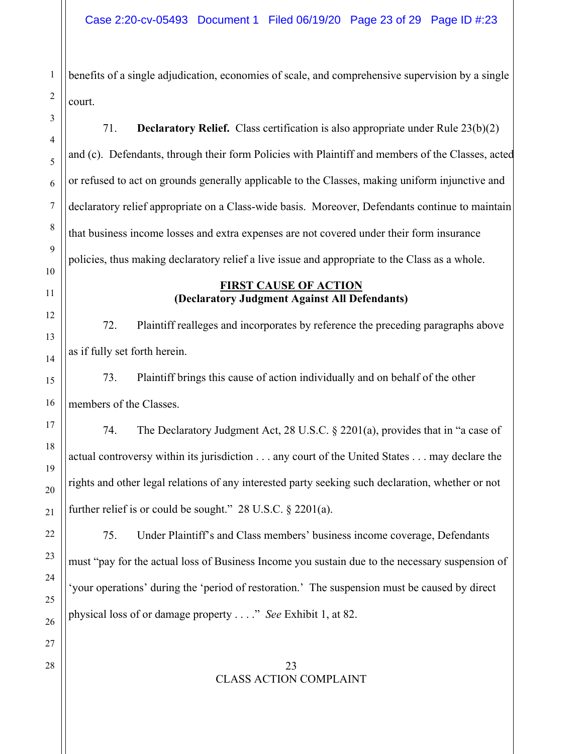benefits of a single adjudication, economies of scale, and comprehensive supervision by a single court.

71. **Declaratory Relief.** Class certification is also appropriate under Rule 23(b)(2) and (c). Defendants, through their form Policies with Plaintiff and members of the Classes, acted or refused to act on grounds generally applicable to the Classes, making uniform injunctive and declaratory relief appropriate on a Class-wide basis. Moreover, Defendants continue to maintain that business income losses and extra expenses are not covered under their form insurance policies, thus making declaratory relief a live issue and appropriate to the Class as a whole.

**FIRST CAUSE OF ACTION**
**(Declaratory Judgment Against All Defendants)**

72. Plaintiff realleges and incorporates by reference the preceding paragraphs above as if fully set forth herein.

73. Plaintiff brings this cause of action individually and on behalf of the other members of the Classes.

74. The Declaratory Judgment Act, 28 U.S.C. § 2201(a), provides that in "a case of actual controversy within its jurisdiction . . . any court of the United States . . . may declare the rights and other legal relations of any interested party seeking such declaration, whether or not further relief is or could be sought." 28 U.S.C. § 2201(a).

75. Under Plaintiff's and Class members' business income coverage, Defendants must "pay for the actual loss of Business Income you sustain due to the necessary suspension of 'your operations' during the 'period of restoration.' The suspension must be caused by direct physical loss of or damage property . . . ." *See* Exhibit 1, at 82.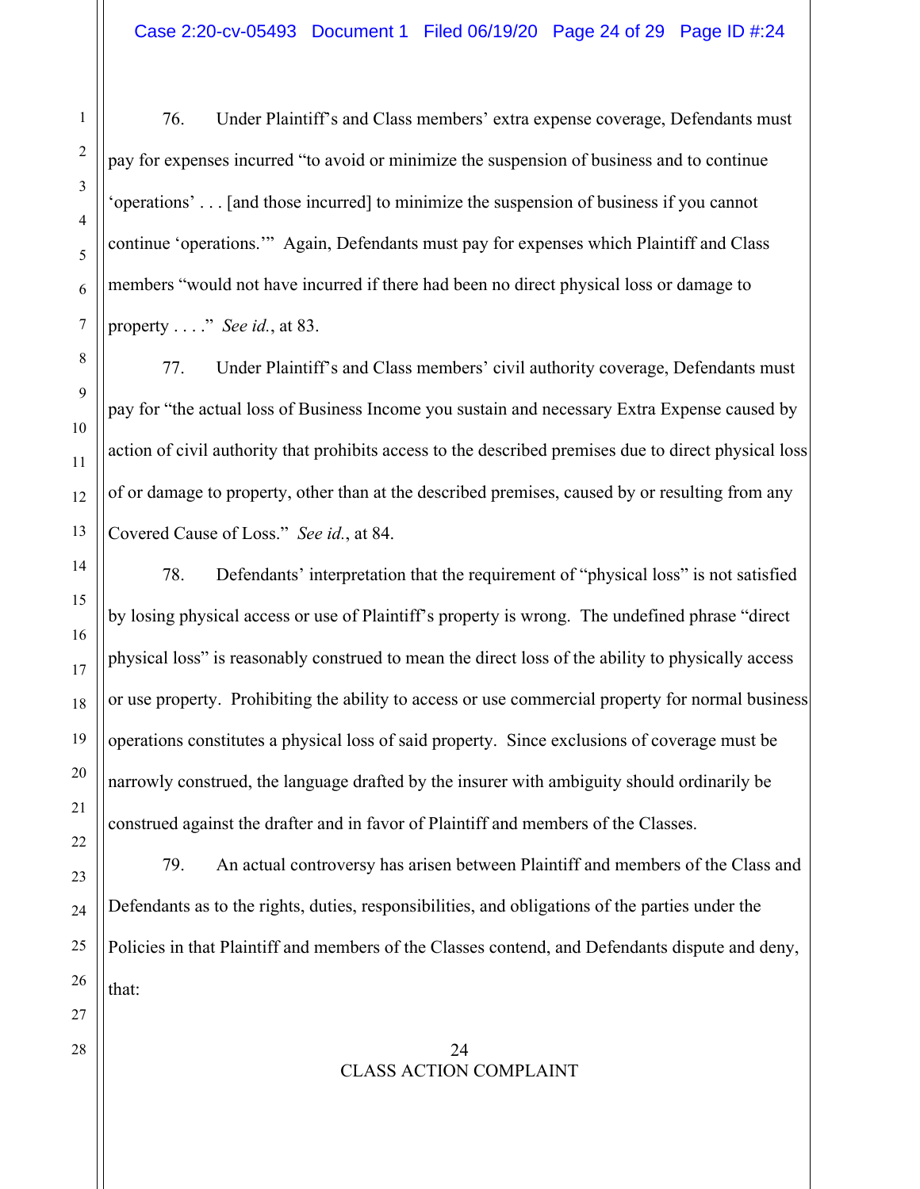76. Under Plaintiff's and Class members' extra expense coverage, Defendants must pay for expenses incurred "to avoid or minimize the suspension of business and to continue 'operations' . . . [and those incurred] to minimize the suspension of business if you cannot continue 'operations.'" Again, Defendants must pay for expenses which Plaintiff and Class members "would not have incurred if there had been no direct physical loss or damage to property . . . ." *See id.*, at 83.

77. Under Plaintiff's and Class members' civil authority coverage, Defendants must pay for "the actual loss of Business Income you sustain and necessary Extra Expense caused by action of civil authority that prohibits access to the described premises due to direct physical loss of or damage to property, other than at the described premises, caused by or resulting from any Covered Cause of Loss." *See id.*, at 84.

78. Defendants' interpretation that the requirement of "physical loss" is not satisfied by losing physical access or use of Plaintiff's property is wrong. The undefined phrase "direct physical loss" is reasonably construed to mean the direct loss of the ability to physically access or use property. Prohibiting the ability to access or use commercial property for normal business operations constitutes a physical loss of said property. Since exclusions of coverage must be narrowly construed, the language drafted by the insurer with ambiguity should ordinarily be construed against the drafter and in favor of Plaintiff and members of the Classes.

79. An actual controversy has arisen between Plaintiff and members of the Class and Defendants as to the rights, duties, responsibilities, and obligations of the parties under the Policies in that Plaintiff and members of the Classes contend, and Defendants dispute and deny, that: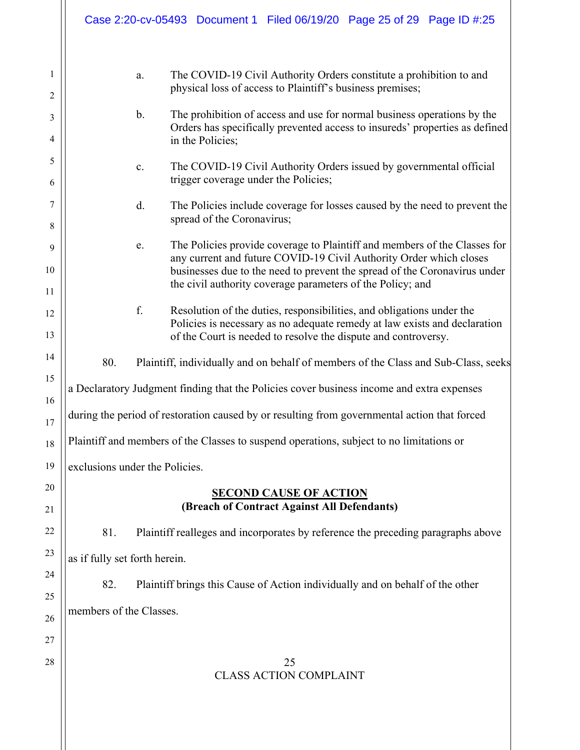a. The COVID-19 Civil Authority Orders constitute a prohibition to and physical loss of access to Plaintiff's business premises;

b. The prohibition of access and use for normal business operations by the Orders has specifically prevented access to insureds' properties as defined in the Policies;

c. The COVID-19 Civil Authority Orders issued by governmental official trigger coverage under the Policies;

d. The Policies include coverage for losses caused by the need to prevent the spread of the Coronavirus;

e. The Policies provide coverage to Plaintiff and members of the Classes for any current and future COVID-19 Civil Authority Order which closes businesses due to the need to prevent the spread of the Coronavirus under the civil authority coverage parameters of the Policy; and

f. Resolution of the duties, responsibilities, and obligations under the Policies is necessary as no adequate remedy at law exists and declaration of the Court is needed to resolve the dispute and controversy.

80. Plaintiff, individually and on behalf of members of the Class and Sub-Class, seeks a Declaratory Judgment finding that the Policies cover business income and extra expenses during the period of restoration caused by or resulting from governmental action that forced Plaintiff and members of the Classes to suspend operations, subject to no limitations or exclusions under the Policies.

**SECOND CAUSE OF ACTION**
**(Breach of Contract Against All Defendants)**

81. Plaintiff realleges and incorporates by reference the preceding paragraphs above as if fully set forth herein.

82. Plaintiff brings this Cause of Action individually and on behalf of the other members of the Classes.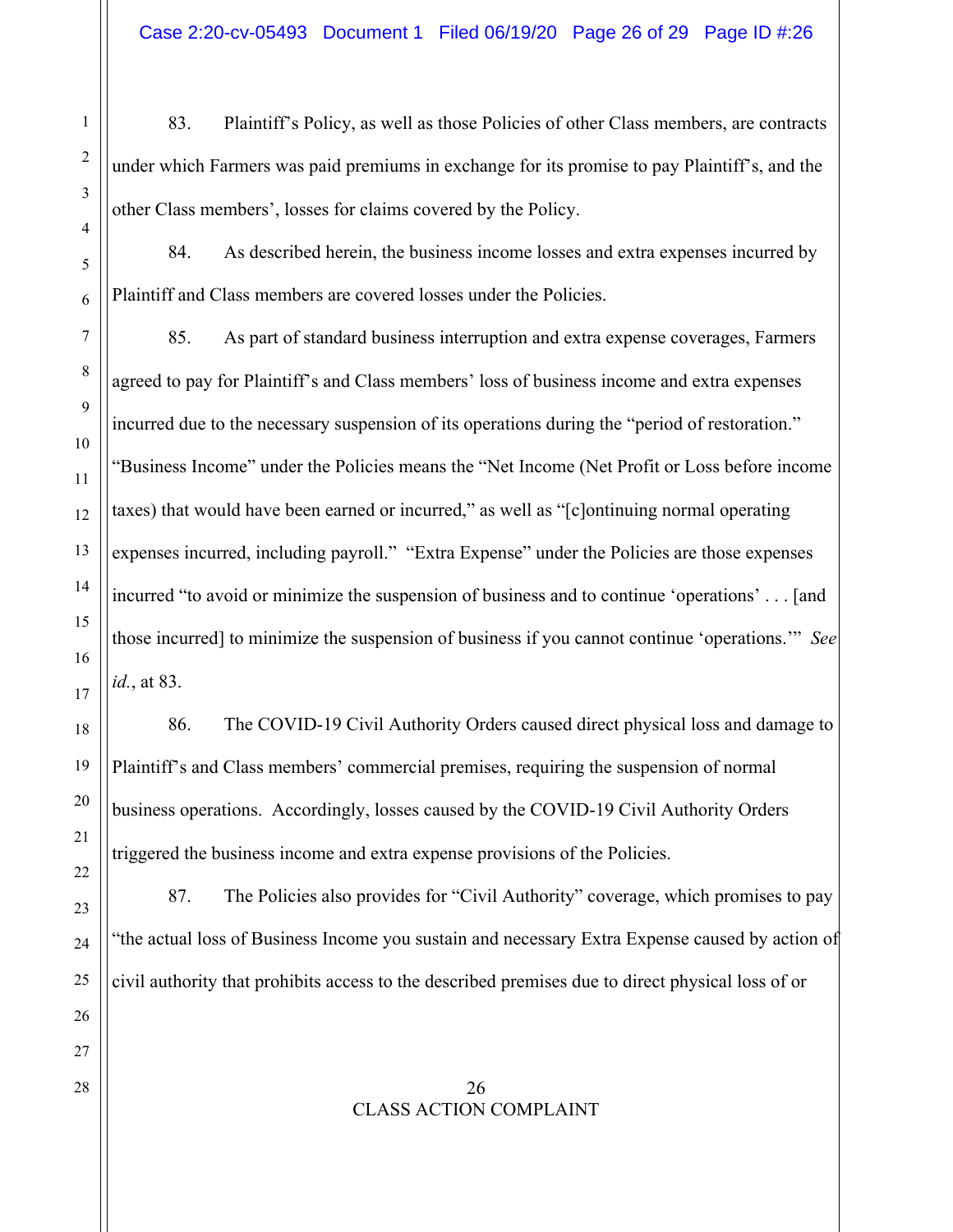83. Plaintiff's Policy, as well as those Policies of other Class members, are contracts under which Farmers was paid premiums in exchange for its promise to pay Plaintiff's, and the other Class members', losses for claims covered by the Policy.

84. As described herein, the business income losses and extra expenses incurred by Plaintiff and Class members are covered losses under the Policies.

85. As part of standard business interruption and extra expense coverages, Farmers agreed to pay for Plaintiff's and Class members' loss of business income and extra expenses incurred due to the necessary suspension of its operations during the "period of restoration." "Business Income" under the Policies means the "Net Income (Net Profit or Loss before income taxes) that would have been earned or incurred," as well as "[c]ontinuing normal operating expenses incurred, including payroll." "Extra Expense" under the Policies are those expenses incurred "to avoid or minimize the suspension of business and to continue 'operations' . . . [and those incurred] to minimize the suspension of business if you cannot continue 'operations.'" *See id.*, at 83.

86. The COVID-19 Civil Authority Orders caused direct physical loss and damage to Plaintiff's and Class members' commercial premises, requiring the suspension of normal business operations. Accordingly, losses caused by the COVID-19 Civil Authority Orders triggered the business income and extra expense provisions of the Policies.

87. The Policies also provides for "Civil Authority" coverage, which promises to pay "the actual loss of Business Income you sustain and necessary Extra Expense caused by action of civil authority that prohibits access to the described premises due to direct physical loss of or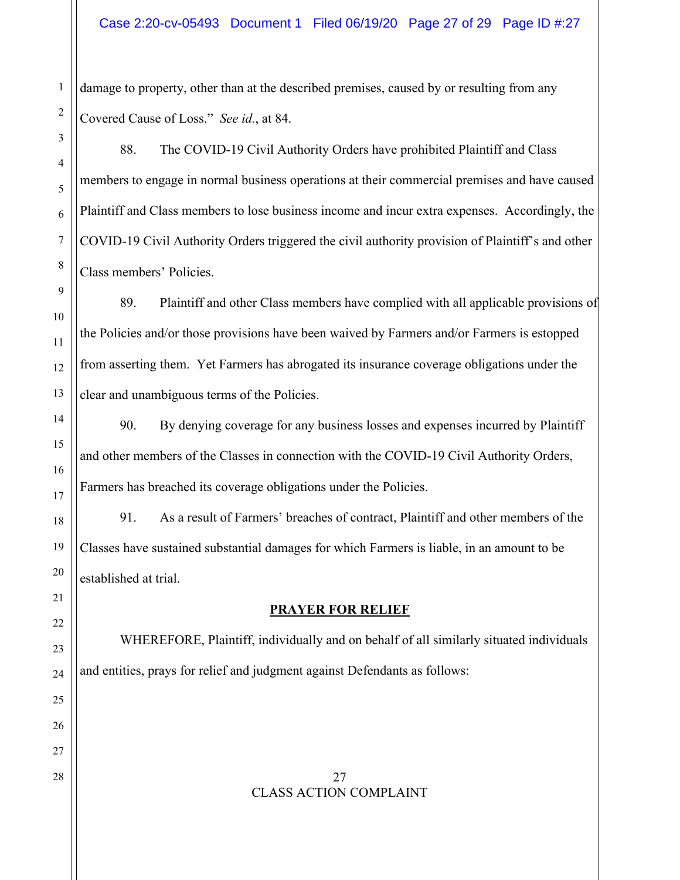damage to property, other than at the described premises, caused by or resulting from any Covered Cause of Loss." *See id.*, at 84.

88. The COVID-19 Civil Authority Orders have prohibited Plaintiff and Class members to engage in normal business operations at their commercial premises and have caused Plaintiff and Class members to lose business income and incur extra expenses. Accordingly, the COVID-19 Civil Authority Orders triggered the civil authority provision of Plaintiff's and other Class members' Policies.

89. Plaintiff and other Class members have complied with all applicable provisions of the Policies and/or those provisions have been waived by Farmers and/or Farmers is estopped from asserting them. Yet Farmers has abrogated its insurance coverage obligations under the clear and unambiguous terms of the Policies.

90. By denying coverage for any business losses and expenses incurred by Plaintiff and other members of the Classes in connection with the COVID-19 Civil Authority Orders, Farmers has breached its coverage obligations under the Policies.

91. As a result of Farmers' breaches of contract, Plaintiff and other members of the Classes have sustained substantial damages for which Farmers is liable, in an amount to be established at trial.

## PRAYER FOR RELIEF

WHEREFORE, Plaintiff, individually and on behalf of all similarly situated individuals and entities, prays for relief and judgment against Defendants as follows: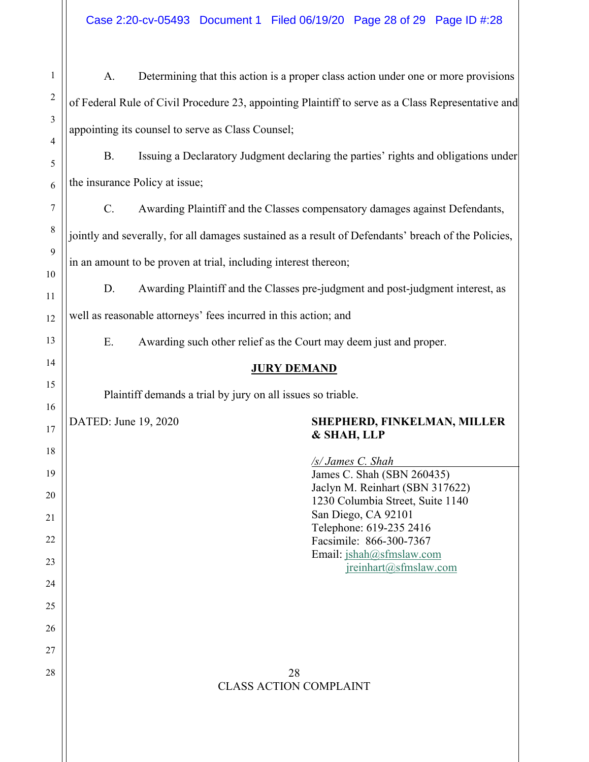A. Determining that this action is a proper class action under one or more provisions of Federal Rule of Civil Procedure 23, appointing Plaintiff to serve as a Class Representative and appointing its counsel to serve as Class Counsel;

B. Issuing a Declaratory Judgment declaring the parties' rights and obligations under the insurance Policy at issue;

C. Awarding Plaintiff and the Classes compensatory damages against Defendants, jointly and severally, for all damages sustained as a result of Defendants' breach of the Policies, in an amount to be proven at trial, including interest thereon;

D. Awarding Plaintiff and the Classes pre-judgment and post-judgment interest, as well as reasonable attorneys' fees incurred in this action; and

E. Awarding such other relief as the Court may deem just and proper.

**JURY DEMAND**

Plaintiff demands a trial by jury on all issues so triable.

DATED: June 19, 2020

**SHEPHERD, FINKELMAN, MILLER & SHAH, LLP**

*/s/ James C. Shah*
James C. Shah (SBN 260435)
Jaclyn M. Reinhart (SBN 317622)
1230 Columbia Street, Suite 1140
San Diego, CA 92101
Telephone: 619-235 2416
Facsimile: 866-300-7367
Email: jshah@sfmslaw.com
jreinhart@sfmslaw.com

CLASS ACTION COMPLAINT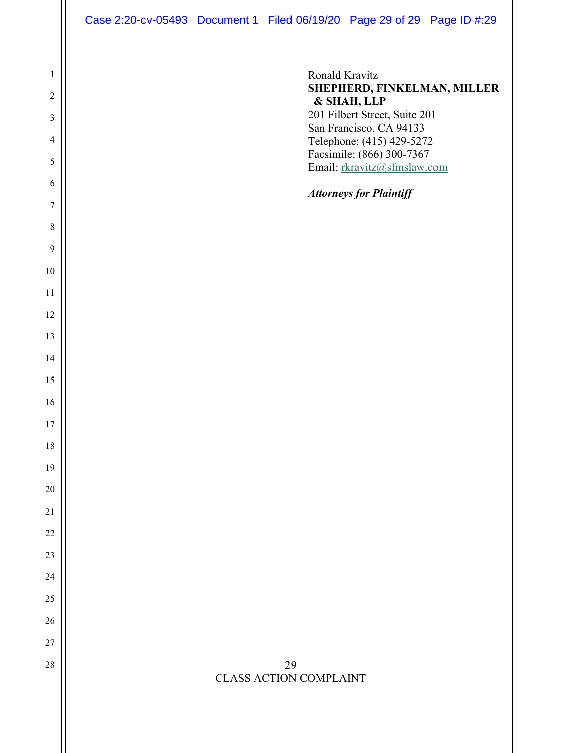Ronald Kravitz
**SHEPHERD, FINKELMAN, MILLER & SHAH, LLP**
201 Filbert Street, Suite 201
San Francisco, CA 94133
Telephone: (415) 429-5272
Facsimile: (866) 300-7367
Email: rkravitz@sfmslaw.com

***Attorneys for Plaintiff***